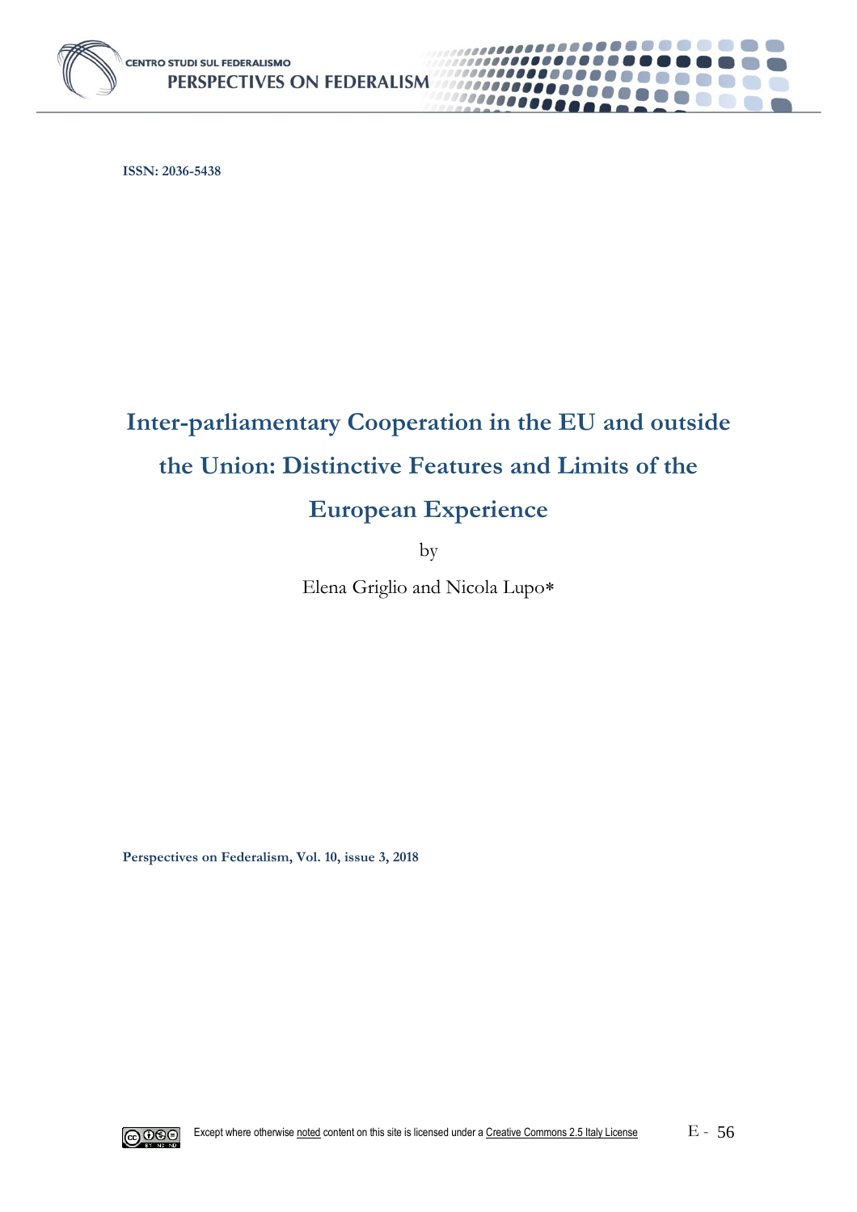ISSN: 2036-5438

# Inter-parliamentary Cooperation in the EU and outside the Union: Distinctive Features and Limits of the European Experience

by

Elena Griglio and Nicola Lupo*

Perspectives on Federalism, Vol. 10, issue 3, 2018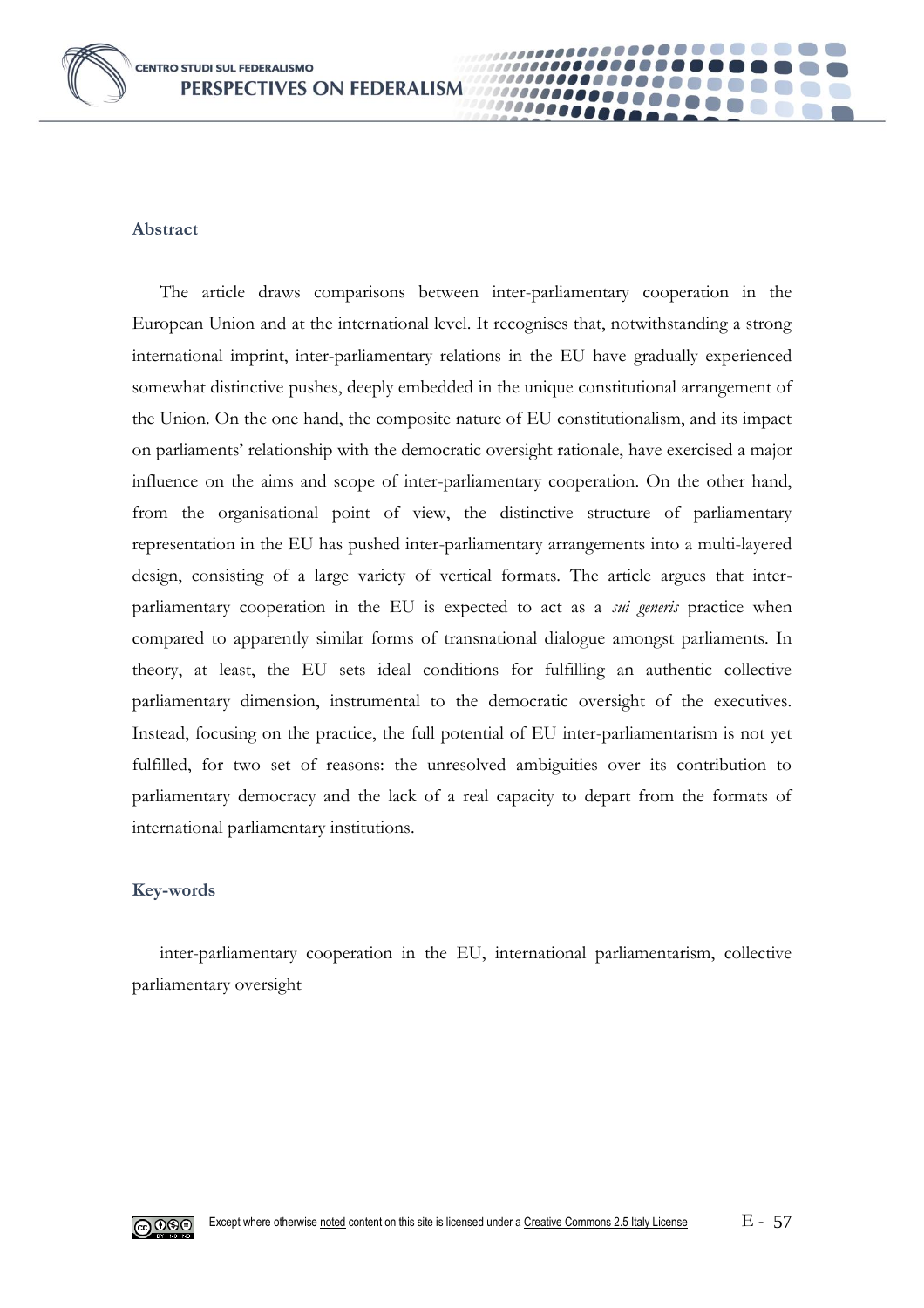### Abstract

The article draws comparisons between inter-parliamentary cooperation in the European Union and at the international level. It recognises that, notwithstanding a strong international imprint, inter-parliamentary relations in the EU have gradually experienced somewhat distinctive pushes, deeply embedded in the unique constitutional arrangement of the Union. On the one hand, the composite nature of EU constitutionalism, and its impact on parliaments' relationship with the democratic oversight rationale, have exercised a major influence on the aims and scope of inter-parliamentary cooperation. On the other hand, from the organisational point of view, the distinctive structure of parliamentary representation in the EU has pushed inter-parliamentary arrangements into a multi-layered design, consisting of a large variety of vertical formats. The article argues that inter-parliamentary cooperation in the EU is expected to act as a *sui generis* practice when compared to apparently similar forms of transnational dialogue amongst parliaments. In theory, at least, the EU sets ideal conditions for fulfilling an authentic collective parliamentary dimension, instrumental to the democratic oversight of the executives. Instead, focusing on the practice, the full potential of EU inter-parliamentarism is not yet fulfilled, for two set of reasons: the unresolved ambiguities over its contribution to parliamentary democracy and the lack of a real capacity to depart from the formats of international parliamentary institutions.

### Key-words

inter-parliamentary cooperation in the EU, international parliamentarism, collective parliamentary oversight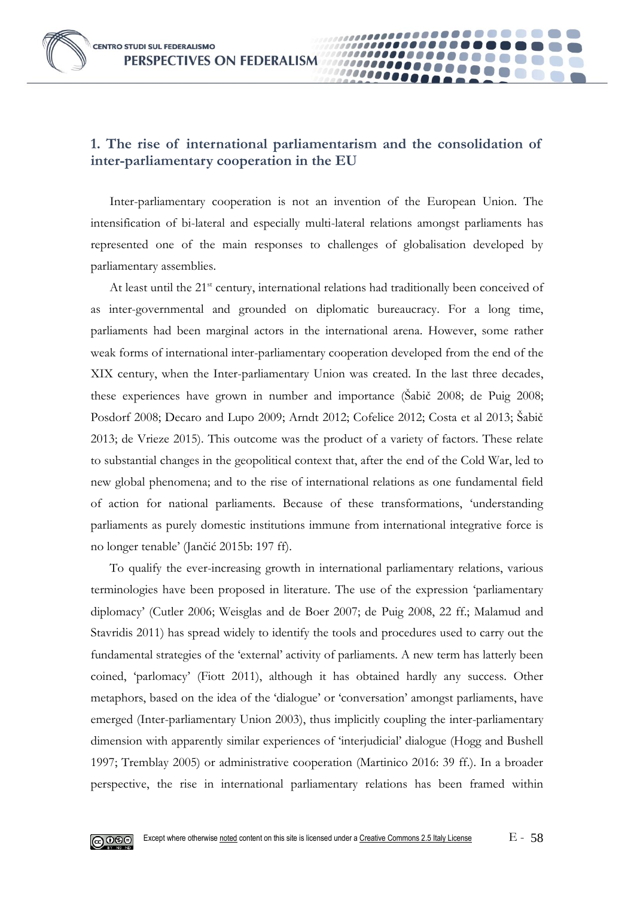## 1. The rise of international parliamentarism and the consolidation of inter-parliamentary cooperation in the EU

Inter-parliamentary cooperation is not an invention of the European Union. The intensification of bi-lateral and especially multi-lateral relations amongst parliaments has represented one of the main responses to challenges of globalisation developed by parliamentary assemblies.

At least until the 21st century, international relations had traditionally been conceived of as inter-governmental and grounded on diplomatic bureaucracy. For a long time, parliaments had been marginal actors in the international arena. However, some rather weak forms of international inter-parliamentary cooperation developed from the end of the XIX century, when the Inter-parliamentary Union was created. In the last three decades, these experiences have grown in number and importance (Šabič 2008; de Puig 2008; Posdorf 2008; Decaro and Lupo 2009; Arndt 2012; Cofelice 2012; Costa et al 2013; Šabič 2013; de Vrieze 2015). This outcome was the product of a variety of factors. These relate to substantial changes in the geopolitical context that, after the end of the Cold War, led to new global phenomena; and to the rise of international relations as one fundamental field of action for national parliaments. Because of these transformations, 'understanding parliaments as purely domestic institutions immune from international integrative force is no longer tenable' (Jančić 2015b: 197 ff).

To qualify the ever-increasing growth in international parliamentary relations, various terminologies have been proposed in literature. The use of the expression 'parliamentary diplomacy' (Cutler 2006; Weisglas and de Boer 2007; de Puig 2008, 22 ff.; Malamud and Stavridis 2011) has spread widely to identify the tools and procedures used to carry out the fundamental strategies of the 'external' activity of parliaments. A new term has latterly been coined, 'parlomacy' (Fiott 2011), although it has obtained hardly any success. Other metaphors, based on the idea of the 'dialogue' or 'conversation' amongst parliaments, have emerged (Inter-parliamentary Union 2003), thus implicitly coupling the inter-parliamentary dimension with apparently similar experiences of 'interjudicial' dialogue (Hogg and Bushell 1997; Tremblay 2005) or administrative cooperation (Martinico 2016: 39 ff.). In a broader perspective, the rise in international parliamentary relations has been framed within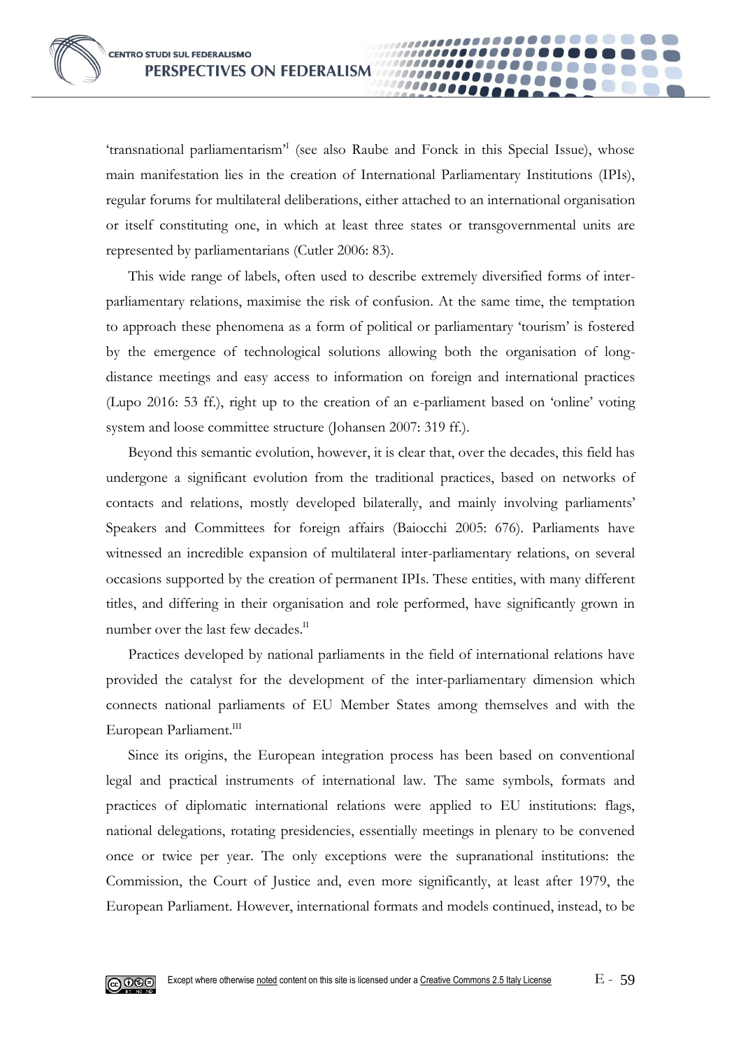'transnational parliamentarism'[I] (see also Raube and Fonck in this Special Issue), whose main manifestation lies in the creation of International Parliamentary Institutions (IPIs), regular forums for multilateral deliberations, either attached to an international organisation or itself constituting one, in which at least three states or transgovernmental units are represented by parliamentarians (Cutler 2006: 83).

This wide range of labels, often used to describe extremely diversified forms of inter-parliamentary relations, maximise the risk of confusion. At the same time, the temptation to approach these phenomena as a form of political or parliamentary 'tourism' is fostered by the emergence of technological solutions allowing both the organisation of long-distance meetings and easy access to information on foreign and international practices (Lupo 2016: 53 ff.), right up to the creation of an e-parliament based on 'online' voting system and loose committee structure (Johansen 2007: 319 ff.).

Beyond this semantic evolution, however, it is clear that, over the decades, this field has undergone a significant evolution from the traditional practices, based on networks of contacts and relations, mostly developed bilaterally, and mainly involving parliaments' Speakers and Committees for foreign affairs (Baiocchi 2005: 676). Parliaments have witnessed an incredible expansion of multilateral inter-parliamentary relations, on several occasions supported by the creation of permanent IPIs. These entities, with many different titles, and differing in their organisation and role performed, have significantly grown in number over the last few decades.[II]

Practices developed by national parliaments in the field of international relations have provided the catalyst for the development of the inter-parliamentary dimension which connects national parliaments of EU Member States among themselves and with the European Parliament.[III]

Since its origins, the European integration process has been based on conventional legal and practical instruments of international law. The same symbols, formats and practices of diplomatic international relations were applied to EU institutions: flags, national delegations, rotating presidencies, essentially meetings in plenary to be convened once or twice per year. The only exceptions were the supranational institutions: the Commission, the Court of Justice and, even more significantly, at least after 1979, the European Parliament. However, international formats and models continued, instead, to be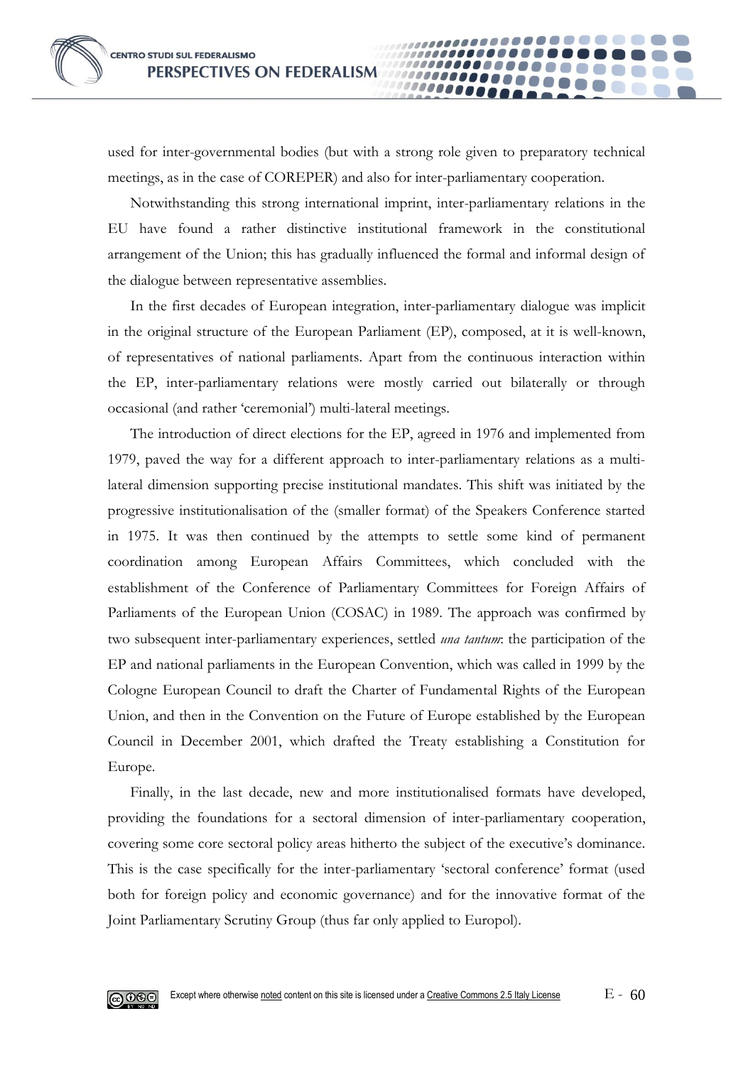used for inter-governmental bodies (but with a strong role given to preparatory technical meetings, as in the case of COREPER) and also for inter-parliamentary cooperation.

Notwithstanding this strong international imprint, inter-parliamentary relations in the EU have found a rather distinctive institutional framework in the constitutional arrangement of the Union; this has gradually influenced the formal and informal design of the dialogue between representative assemblies.

In the first decades of European integration, inter-parliamentary dialogue was implicit in the original structure of the European Parliament (EP), composed, at it is well-known, of representatives of national parliaments. Apart from the continuous interaction within the EP, inter-parliamentary relations were mostly carried out bilaterally or through occasional (and rather 'ceremonial') multi-lateral meetings.

The introduction of direct elections for the EP, agreed in 1976 and implemented from 1979, paved the way for a different approach to inter-parliamentary relations as a multi-lateral dimension supporting precise institutional mandates. This shift was initiated by the progressive institutionalisation of the (smaller format) of the Speakers Conference started in 1975. It was then continued by the attempts to settle some kind of permanent coordination among European Affairs Committees, which concluded with the establishment of the Conference of Parliamentary Committees for Foreign Affairs of Parliaments of the European Union (COSAC) in 1989. The approach was confirmed by two subsequent inter-parliamentary experiences, settled *una tantum*: the participation of the EP and national parliaments in the European Convention, which was called in 1999 by the Cologne European Council to draft the Charter of Fundamental Rights of the European Union, and then in the Convention on the Future of Europe established by the European Council in December 2001, which drafted the Treaty establishing a Constitution for Europe.

Finally, in the last decade, new and more institutionalised formats have developed, providing the foundations for a sectoral dimension of inter-parliamentary cooperation, covering some core sectoral policy areas hitherto the subject of the executive's dominance. This is the case specifically for the inter-parliamentary 'sectoral conference' format (used both for foreign policy and economic governance) and for the innovative format of the Joint Parliamentary Scrutiny Group (thus far only applied to Europol).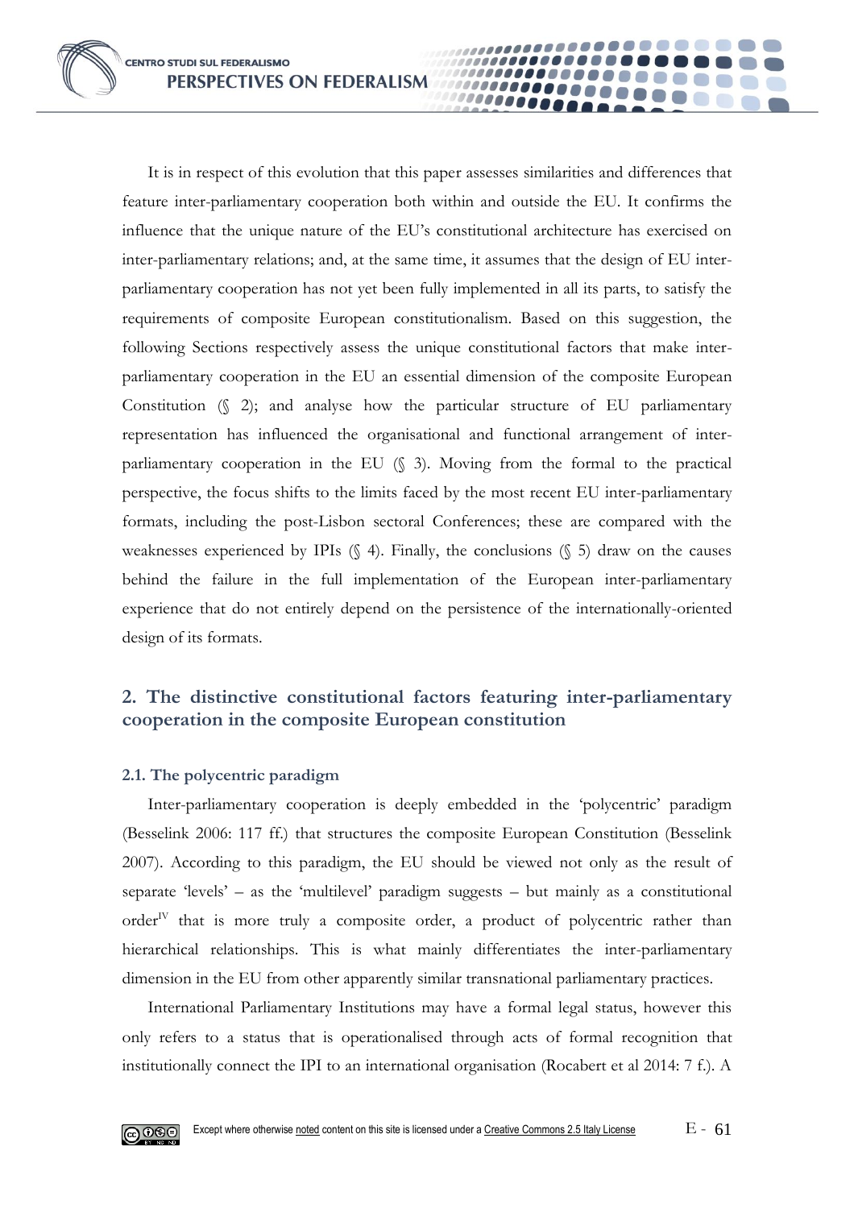It is in respect of this evolution that this paper assesses similarities and differences that feature inter-parliamentary cooperation both within and outside the EU. It confirms the influence that the unique nature of the EU's constitutional architecture has exercised on inter-parliamentary relations; and, at the same time, it assumes that the design of EU inter-parliamentary cooperation has not yet been fully implemented in all its parts, to satisfy the requirements of composite European constitutionalism. Based on this suggestion, the following Sections respectively assess the unique constitutional factors that make inter-parliamentary cooperation in the EU an essential dimension of the composite European Constitution (§ 2); and analyse how the particular structure of EU parliamentary representation has influenced the organisational and functional arrangement of inter-parliamentary cooperation in the EU (§ 3). Moving from the formal to the practical perspective, the focus shifts to the limits faced by the most recent EU inter-parliamentary formats, including the post-Lisbon sectoral Conferences; these are compared with the weaknesses experienced by IPIs (§ 4). Finally, the conclusions (§ 5) draw on the causes behind the failure in the full implementation of the European inter-parliamentary experience that do not entirely depend on the persistence of the internationally-oriented design of its formats.

## 2. The distinctive constitutional factors featuring inter-parliamentary cooperation in the composite European constitution

### 2.1. The polycentric paradigm

Inter-parliamentary cooperation is deeply embedded in the 'polycentric' paradigm (Besselink 2006: 117 ff.) that structures the composite European Constitution (Besselink 2007). According to this paradigm, the EU should be viewed not only as the result of separate 'levels' – as the 'multilevel' paradigm suggests – but mainly as a constitutional order[IV] that is more truly a composite order, a product of polycentric rather than hierarchical relationships. This is what mainly differentiates the inter-parliamentary dimension in the EU from other apparently similar transnational parliamentary practices.

International Parliamentary Institutions may have a formal legal status, however this only refers to a status that is operationalised through acts of formal recognition that institutionally connect the IPI to an international organisation (Rocabert et al 2014: 7 f.). A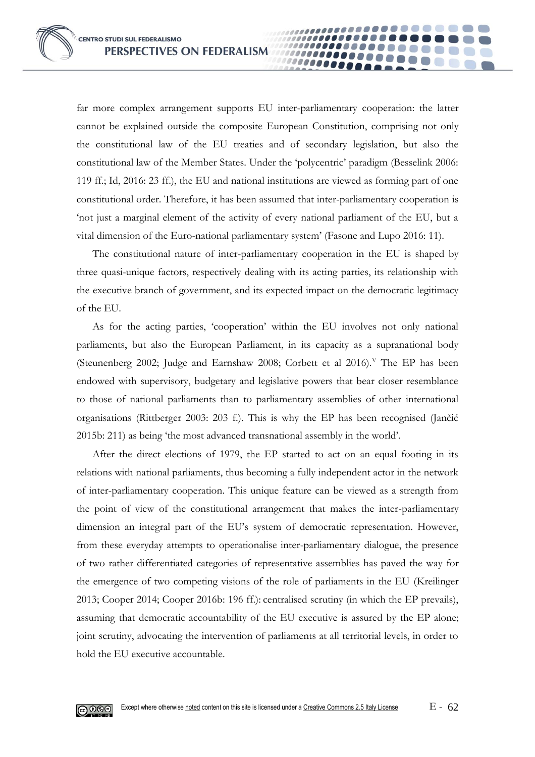far more complex arrangement supports EU inter-parliamentary cooperation: the latter cannot be explained outside the composite European Constitution, comprising not only the constitutional law of the EU treaties and of secondary legislation, but also the constitutional law of the Member States. Under the 'polycentric' paradigm (Besselink 2006: 119 ff.; Id, 2016: 23 ff.), the EU and national institutions are viewed as forming part of one constitutional order. Therefore, it has been assumed that inter-parliamentary cooperation is 'not just a marginal element of the activity of every national parliament of the EU, but a vital dimension of the Euro-national parliamentary system' (Fasone and Lupo 2016: 11).

The constitutional nature of inter-parliamentary cooperation in the EU is shaped by three quasi-unique factors, respectively dealing with its acting parties, its relationship with the executive branch of government, and its expected impact on the democratic legitimacy of the EU.

As for the acting parties, 'cooperation' within the EU involves not only national parliaments, but also the European Parliament, in its capacity as a supranational body (Steunenberg 2002; Judge and Earnshaw 2008; Corbett et al 2016).[V] The EP has been endowed with supervisory, budgetary and legislative powers that bear closer resemblance to those of national parliaments than to parliamentary assemblies of other international organisations (Rittberger 2003: 203 f.). This is why the EP has been recognised (Jančić 2015b: 211) as being 'the most advanced transnational assembly in the world'.

After the direct elections of 1979, the EP started to act on an equal footing in its relations with national parliaments, thus becoming a fully independent actor in the network of inter-parliamentary cooperation. This unique feature can be viewed as a strength from the point of view of the constitutional arrangement that makes the inter-parliamentary dimension an integral part of the EU's system of democratic representation. However, from these everyday attempts to operationalise inter-parliamentary dialogue, the presence of two rather differentiated categories of representative assemblies has paved the way for the emergence of two competing visions of the role of parliaments in the EU (Kreilinger 2013; Cooper 2014; Cooper 2016b: 196 ff.): centralised scrutiny (in which the EP prevails), assuming that democratic accountability of the EU executive is assured by the EP alone; joint scrutiny, advocating the intervention of parliaments at all territorial levels, in order to hold the EU executive accountable.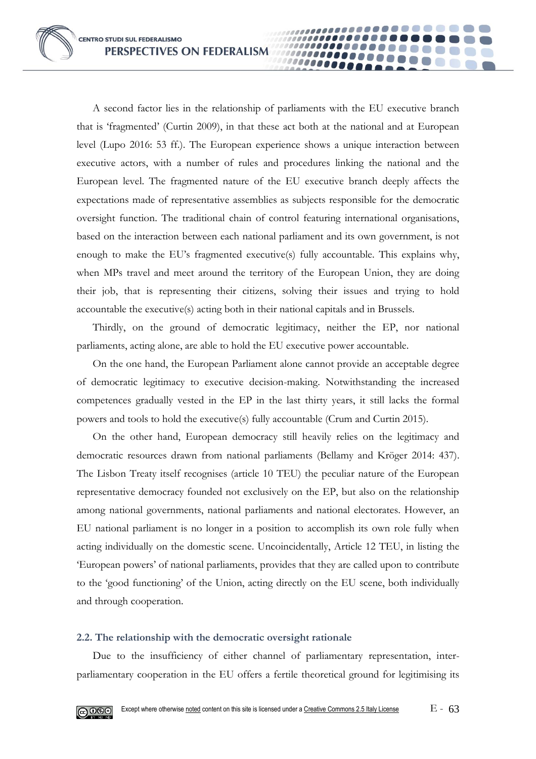A second factor lies in the relationship of parliaments with the EU executive branch that is 'fragmented' (Curtin 2009), in that these act both at the national and at European level (Lupo 2016: 53 ff.). The European experience shows a unique interaction between executive actors, with a number of rules and procedures linking the national and the European level. The fragmented nature of the EU executive branch deeply affects the expectations made of representative assemblies as subjects responsible for the democratic oversight function. The traditional chain of control featuring international organisations, based on the interaction between each national parliament and its own government, is not enough to make the EU's fragmented executive(s) fully accountable. This explains why, when MPs travel and meet around the territory of the European Union, they are doing their job, that is representing their citizens, solving their issues and trying to hold accountable the executive(s) acting both in their national capitals and in Brussels.

Thirdly, on the ground of democratic legitimacy, neither the EP, nor national parliaments, acting alone, are able to hold the EU executive power accountable.

On the one hand, the European Parliament alone cannot provide an acceptable degree of democratic legitimacy to executive decision-making. Notwithstanding the increased competences gradually vested in the EP in the last thirty years, it still lacks the formal powers and tools to hold the executive(s) fully accountable (Crum and Curtin 2015).

On the other hand, European democracy still heavily relies on the legitimacy and democratic resources drawn from national parliaments (Bellamy and Kröger 2014: 437). The Lisbon Treaty itself recognises (article 10 TEU) the peculiar nature of the European representative democracy founded not exclusively on the EP, but also on the relationship among national governments, national parliaments and national electorates. However, an EU national parliament is no longer in a position to accomplish its own role fully when acting individually on the domestic scene. Uncoincidentally, Article 12 TEU, in listing the 'European powers' of national parliaments, provides that they are called upon to contribute to the 'good functioning' of the Union, acting directly on the EU scene, both individually and through cooperation.

### 2.2. The relationship with the democratic oversight rationale

Due to the insufficiency of either channel of parliamentary representation, inter-parliamentary cooperation in the EU offers a fertile theoretical ground for legitimising its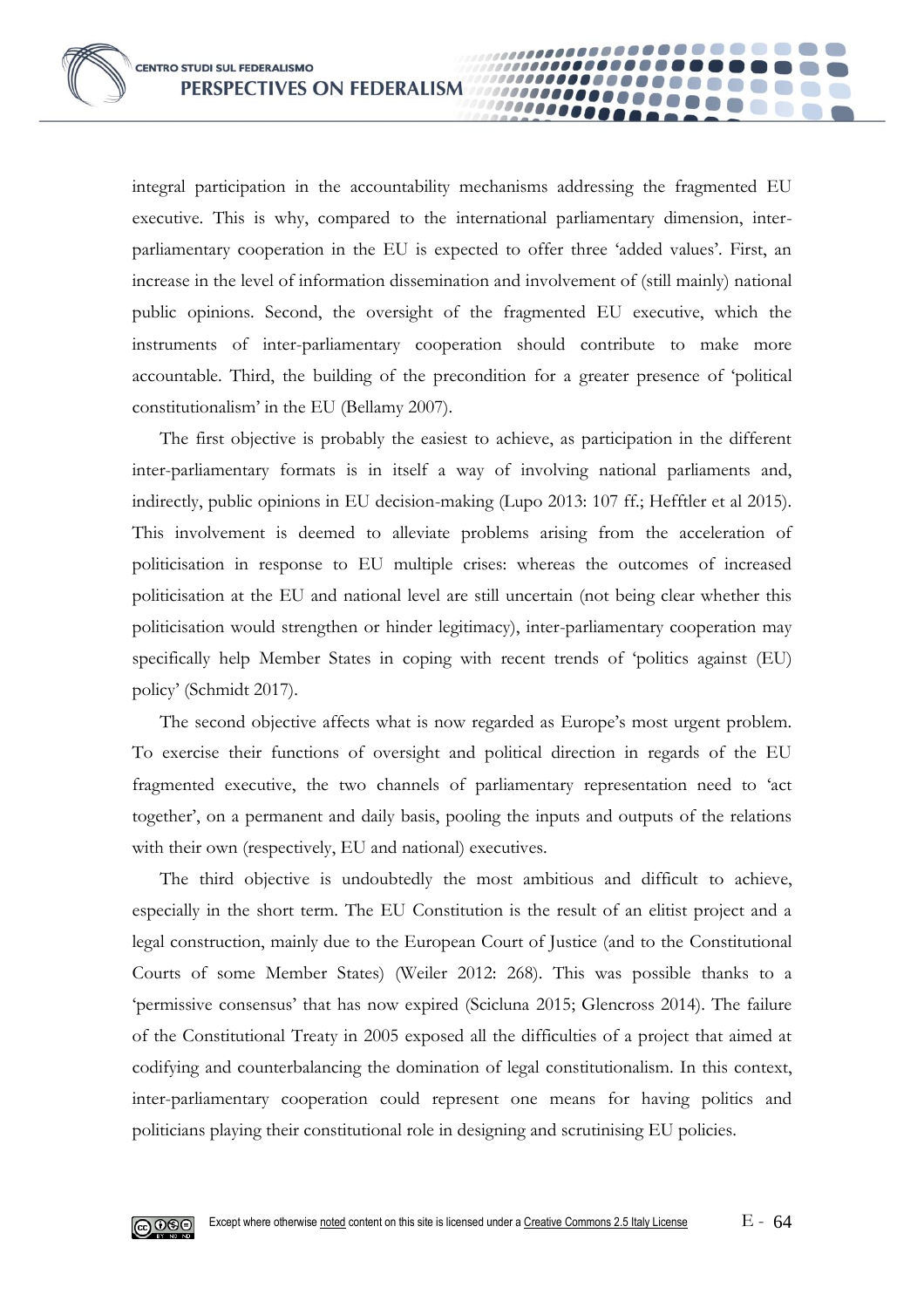integral participation in the accountability mechanisms addressing the fragmented EU executive. This is why, compared to the international parliamentary dimension, inter-parliamentary cooperation in the EU is expected to offer three 'added values'. First, an increase in the level of information dissemination and involvement of (still mainly) national public opinions. Second, the oversight of the fragmented EU executive, which the instruments of inter-parliamentary cooperation should contribute to make more accountable. Third, the building of the precondition for a greater presence of 'political constitutionalism' in the EU (Bellamy 2007).

The first objective is probably the easiest to achieve, as participation in the different inter-parliamentary formats is in itself a way of involving national parliaments and, indirectly, public opinions in EU decision-making (Lupo 2013: 107 ff.; Hefftler et al 2015). This involvement is deemed to alleviate problems arising from the acceleration of politicisation in response to EU multiple crises: whereas the outcomes of increased politicisation at the EU and national level are still uncertain (not being clear whether this politicisation would strengthen or hinder legitimacy), inter-parliamentary cooperation may specifically help Member States in coping with recent trends of 'politics against (EU) policy' (Schmidt 2017).

The second objective affects what is now regarded as Europe's most urgent problem. To exercise their functions of oversight and political direction in regards of the EU fragmented executive, the two channels of parliamentary representation need to 'act together', on a permanent and daily basis, pooling the inputs and outputs of the relations with their own (respectively, EU and national) executives.

The third objective is undoubtedly the most ambitious and difficult to achieve, especially in the short term. The EU Constitution is the result of an elitist project and a legal construction, mainly due to the European Court of Justice (and to the Constitutional Courts of some Member States) (Weiler 2012: 268). This was possible thanks to a 'permissive consensus' that has now expired (Scicluna 2015; Glencross 2014). The failure of the Constitutional Treaty in 2005 exposed all the difficulties of a project that aimed at codifying and counterbalancing the domination of legal constitutionalism. In this context, inter-parliamentary cooperation could represent one means for having politics and politicians playing their constitutional role in designing and scrutinising EU policies.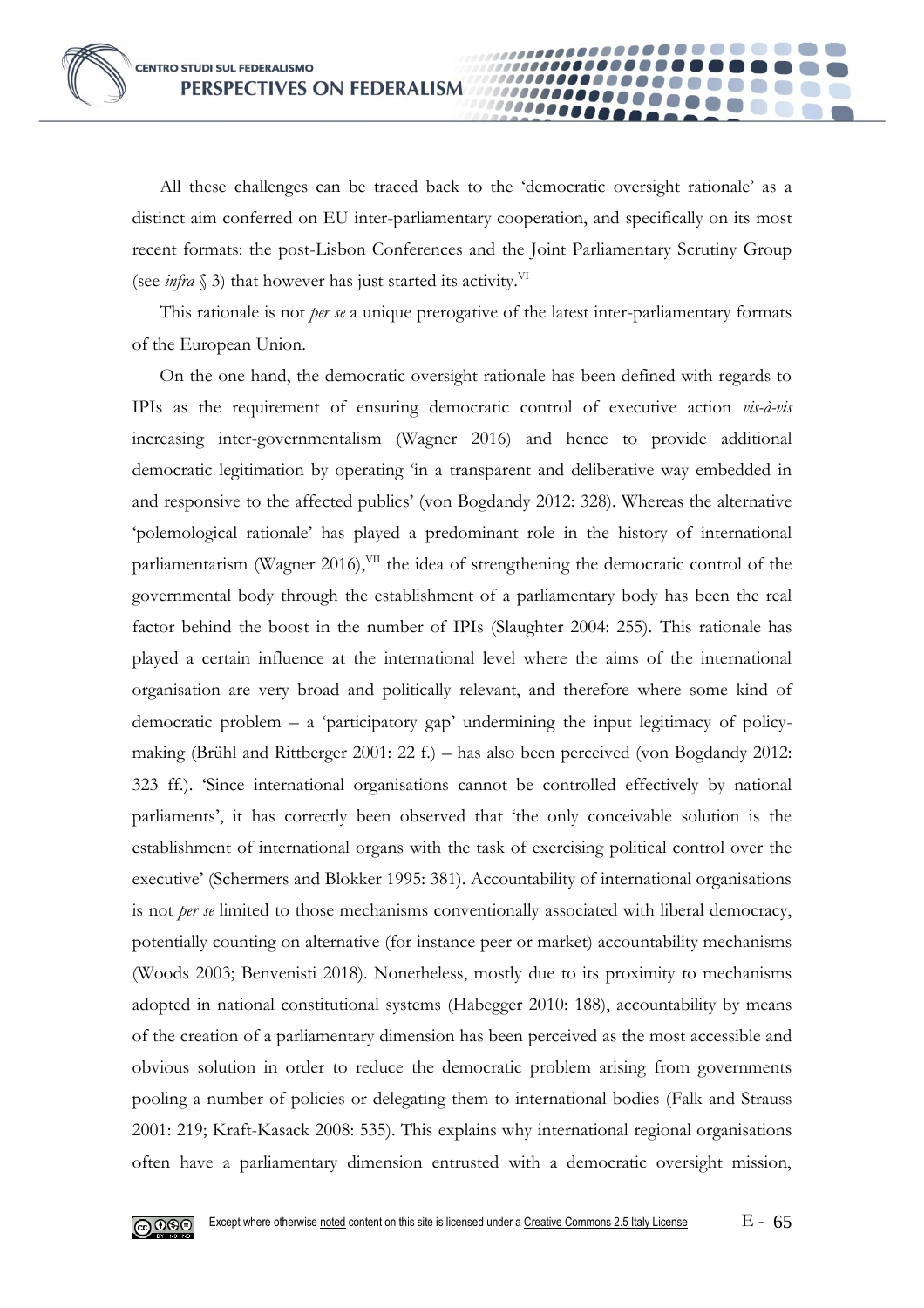All these challenges can be traced back to the 'democratic oversight rationale' as a distinct aim conferred on EU inter-parliamentary cooperation, and specifically on its most recent formats: the post-Lisbon Conferences and the Joint Parliamentary Scrutiny Group (see *infra* § 3) that however has just started its activity.[VI]

This rationale is not *per se* a unique prerogative of the latest inter-parliamentary formats of the European Union.

On the one hand, the democratic oversight rationale has been defined with regards to IPIs as the requirement of ensuring democratic control of executive action *vis-à-vis* increasing inter-governmentalism (Wagner 2016) and hence to provide additional democratic legitimation by operating 'in a transparent and deliberative way embedded in and responsive to the affected publics' (von Bogdandy 2012: 328). Whereas the alternative 'polemological rationale' has played a predominant role in the history of international parliamentarism (Wagner 2016),[VII] the idea of strengthening the democratic control of the governmental body through the establishment of a parliamentary body has been the real factor behind the boost in the number of IPIs (Slaughter 2004: 255). This rationale has played a certain influence at the international level where the aims of the international organisation are very broad and politically relevant, and therefore where some kind of democratic problem – a 'participatory gap' undermining the input legitimacy of policy-making (Brühl and Rittberger 2001: 22 f.) – has also been perceived (von Bogdandy 2012: 323 ff.). 'Since international organisations cannot be controlled effectively by national parliaments', it has correctly been observed that 'the only conceivable solution is the establishment of international organs with the task of exercising political control over the executive' (Schermers and Blokker 1995: 381). Accountability of international organisations is not *per se* limited to those mechanisms conventionally associated with liberal democracy, potentially counting on alternative (for instance peer or market) accountability mechanisms (Woods 2003; Benvenisti 2018). Nonetheless, mostly due to its proximity to mechanisms adopted in national constitutional systems (Habegger 2010: 188), accountability by means of the creation of a parliamentary dimension has been perceived as the most accessible and obvious solution in order to reduce the democratic problem arising from governments pooling a number of policies or delegating them to international bodies (Falk and Strauss 2001: 219; Kraft-Kasack 2008: 535). This explains why international regional organisations often have a parliamentary dimension entrusted with a democratic oversight mission,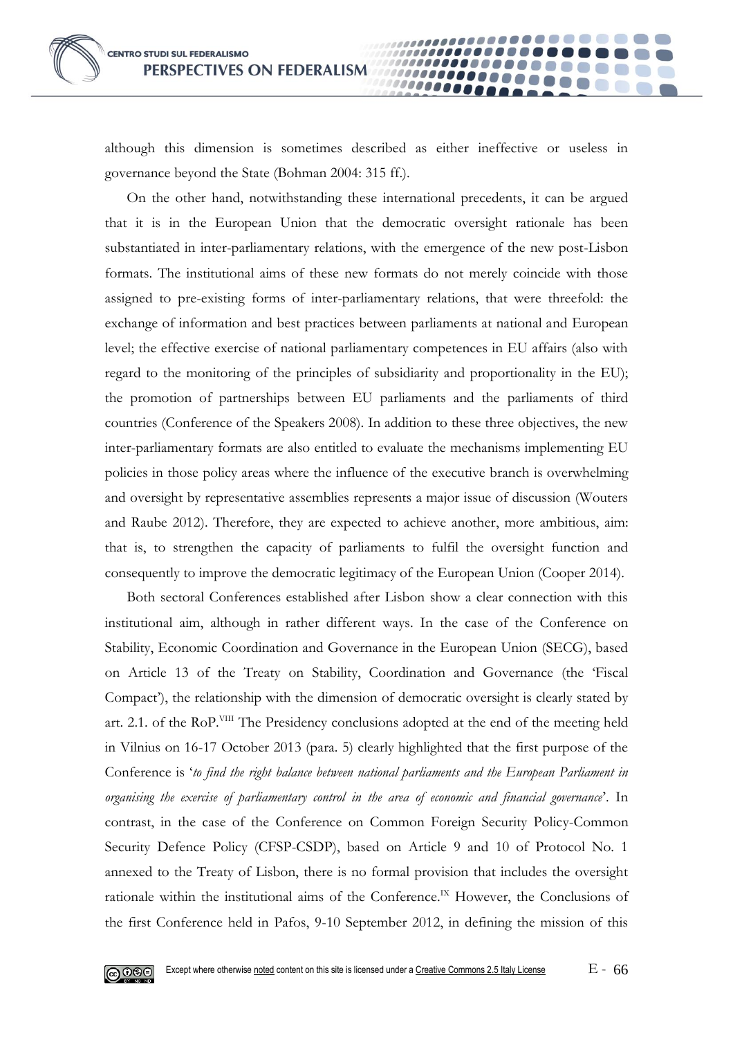although this dimension is sometimes described as either ineffective or useless in governance beyond the State (Bohman 2004: 315 ff.).

On the other hand, notwithstanding these international precedents, it can be argued that it is in the European Union that the democratic oversight rationale has been substantiated in inter-parliamentary relations, with the emergence of the new post-Lisbon formats. The institutional aims of these new formats do not merely coincide with those assigned to pre-existing forms of inter-parliamentary relations, that were threefold: the exchange of information and best practices between parliaments at national and European level; the effective exercise of national parliamentary competences in EU affairs (also with regard to the monitoring of the principles of subsidiarity and proportionality in the EU); the promotion of partnerships between EU parliaments and the parliaments of third countries (Conference of the Speakers 2008). In addition to these three objectives, the new inter-parliamentary formats are also entitled to evaluate the mechanisms implementing EU policies in those policy areas where the influence of the executive branch is overwhelming and oversight by representative assemblies represents a major issue of discussion (Wouters and Raube 2012). Therefore, they are expected to achieve another, more ambitious, aim: that is, to strengthen the capacity of parliaments to fulfil the oversight function and consequently to improve the democratic legitimacy of the European Union (Cooper 2014).

Both sectoral Conferences established after Lisbon show a clear connection with this institutional aim, although in rather different ways. In the case of the Conference on Stability, Economic Coordination and Governance in the European Union (SECG), based on Article 13 of the Treaty on Stability, Coordination and Governance (the 'Fiscal Compact'), the relationship with the dimension of democratic oversight is clearly stated by art. 2.1. of the RoP.[VIII] The Presidency conclusions adopted at the end of the meeting held in Vilnius on 16-17 October 2013 (para. 5) clearly highlighted that the first purpose of the Conference is '*to find the right balance between national parliaments and the European Parliament in organising the exercise of parliamentary control in the area of economic and financial governance*'. In contrast, in the case of the Conference on Common Foreign Security Policy-Common Security Defence Policy (CFSP-CSDP), based on Article 9 and 10 of Protocol No. 1 annexed to the Treaty of Lisbon, there is no formal provision that includes the oversight rationale within the institutional aims of the Conference.[IX] However, the Conclusions of the first Conference held in Pafos, 9-10 September 2012, in defining the mission of this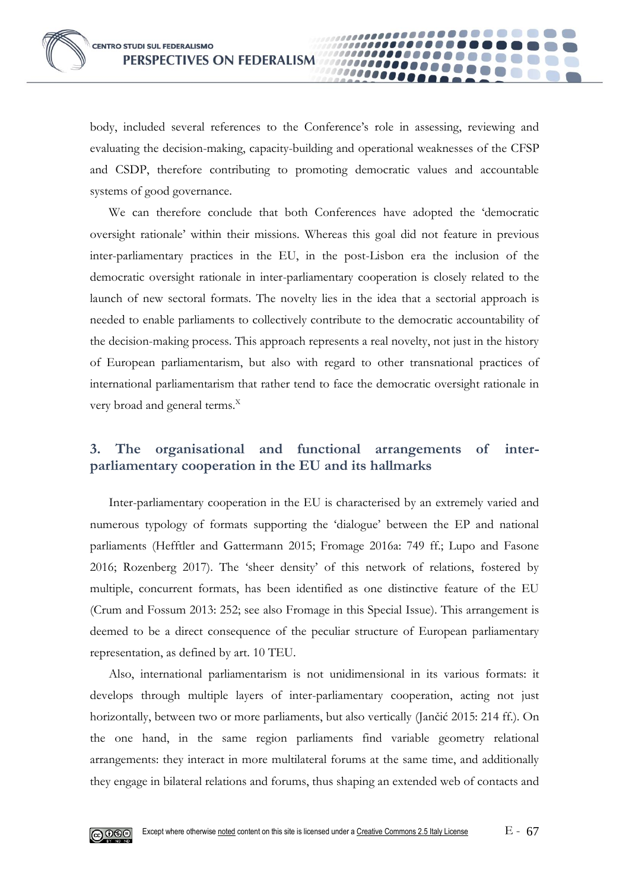body, included several references to the Conference's role in assessing, reviewing and evaluating the decision-making, capacity-building and operational weaknesses of the CFSP and CSDP, therefore contributing to promoting democratic values and accountable systems of good governance.

We can therefore conclude that both Conferences have adopted the 'democratic oversight rationale' within their missions. Whereas this goal did not feature in previous inter-parliamentary practices in the EU, in the post-Lisbon era the inclusion of the democratic oversight rationale in inter-parliamentary cooperation is closely related to the launch of new sectoral formats. The novelty lies in the idea that a sectorial approach is needed to enable parliaments to collectively contribute to the democratic accountability of the decision-making process. This approach represents a real novelty, not just in the history of European parliamentarism, but also with regard to other transnational practices of international parliamentarism that rather tend to face the democratic oversight rationale in very broad and general terms.[X]

## 3. The organisational and functional arrangements of inter-parliamentary cooperation in the EU and its hallmarks

Inter-parliamentary cooperation in the EU is characterised by an extremely varied and numerous typology of formats supporting the 'dialogue' between the EP and national parliaments (Hefftler and Gattermann 2015; Fromage 2016a: 749 ff.; Lupo and Fasone 2016; Rozenberg 2017). The 'sheer density' of this network of relations, fostered by multiple, concurrent formats, has been identified as one distinctive feature of the EU (Crum and Fossum 2013: 252; see also Fromage in this Special Issue). This arrangement is deemed to be a direct consequence of the peculiar structure of European parliamentary representation, as defined by art. 10 TEU.

Also, international parliamentarism is not unidimensional in its various formats: it develops through multiple layers of inter-parliamentary cooperation, acting not just horizontally, between two or more parliaments, but also vertically (Jančić 2015: 214 ff.). On the one hand, in the same region parliaments find variable geometry relational arrangements: they interact in more multilateral forums at the same time, and additionally they engage in bilateral relations and forums, thus shaping an extended web of contacts and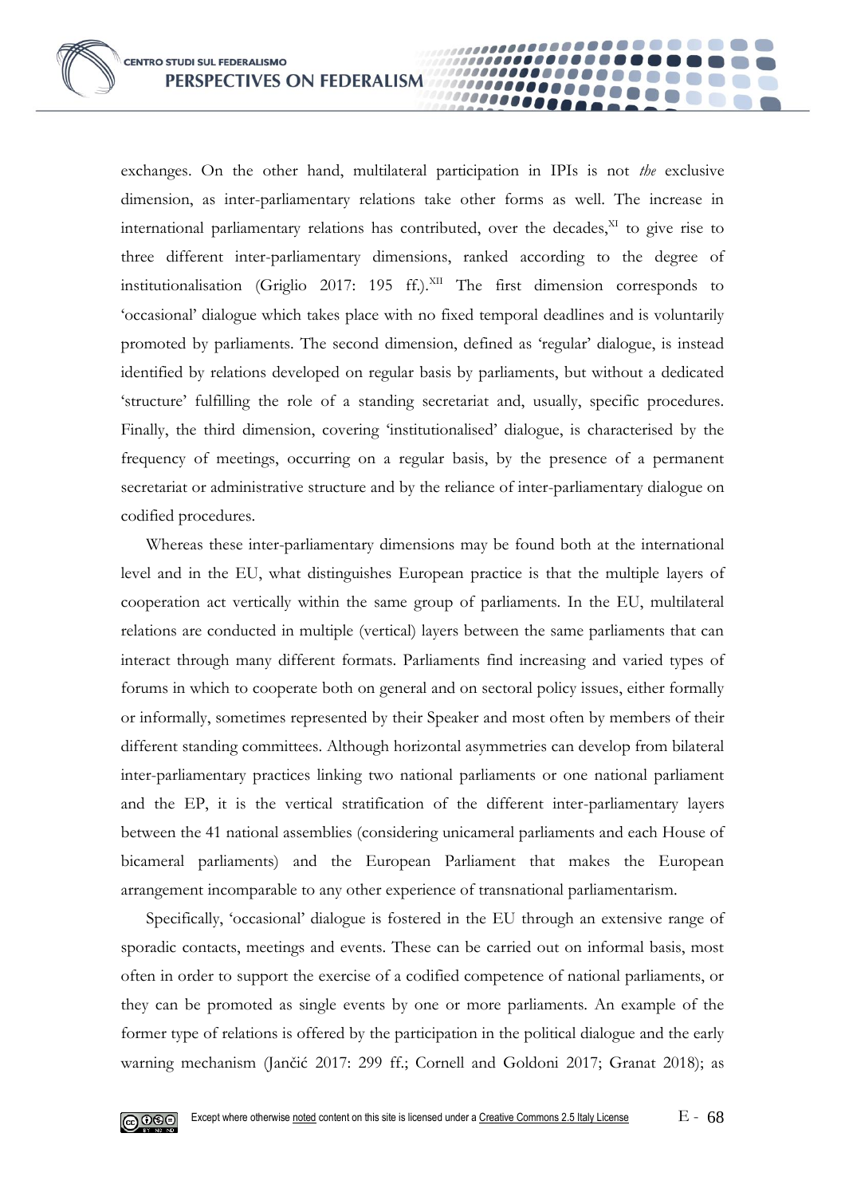exchanges. On the other hand, multilateral participation in IPIs is not *the* exclusive dimension, as inter-parliamentary relations take other forms as well. The increase in international parliamentary relations has contributed, over the decades,[XI] to give rise to three different inter-parliamentary dimensions, ranked according to the degree of institutionalisation (Griglio 2017: 195 ff.).[XII] The first dimension corresponds to 'occasional' dialogue which takes place with no fixed temporal deadlines and is voluntarily promoted by parliaments. The second dimension, defined as 'regular' dialogue, is instead identified by relations developed on regular basis by parliaments, but without a dedicated 'structure' fulfilling the role of a standing secretariat and, usually, specific procedures. Finally, the third dimension, covering 'institutionalised' dialogue, is characterised by the frequency of meetings, occurring on a regular basis, by the presence of a permanent secretariat or administrative structure and by the reliance of inter-parliamentary dialogue on codified procedures.

Whereas these inter-parliamentary dimensions may be found both at the international level and in the EU, what distinguishes European practice is that the multiple layers of cooperation act vertically within the same group of parliaments. In the EU, multilateral relations are conducted in multiple (vertical) layers between the same parliaments that can interact through many different formats. Parliaments find increasing and varied types of forums in which to cooperate both on general and on sectoral policy issues, either formally or informally, sometimes represented by their Speaker and most often by members of their different standing committees. Although horizontal asymmetries can develop from bilateral inter-parliamentary practices linking two national parliaments or one national parliament and the EP, it is the vertical stratification of the different inter-parliamentary layers between the 41 national assemblies (considering unicameral parliaments and each House of bicameral parliaments) and the European Parliament that makes the European arrangement incomparable to any other experience of transnational parliamentarism.

Specifically, 'occasional' dialogue is fostered in the EU through an extensive range of sporadic contacts, meetings and events. These can be carried out on informal basis, most often in order to support the exercise of a codified competence of national parliaments, or they can be promoted as single events by one or more parliaments. An example of the former type of relations is offered by the participation in the political dialogue and the early warning mechanism (Jančić 2017: 299 ff.; Cornell and Goldoni 2017; Granat 2018); as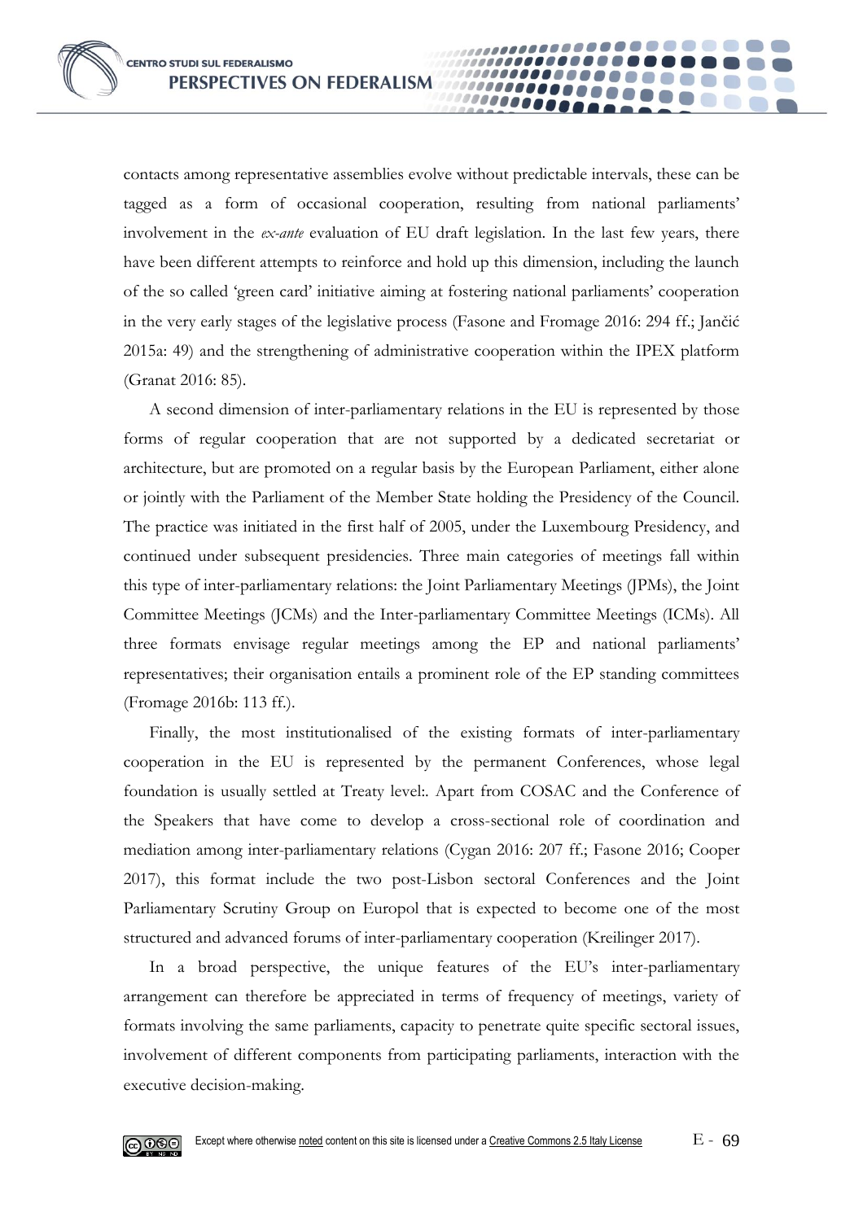contacts among representative assemblies evolve without predictable intervals, these can be tagged as a form of occasional cooperation, resulting from national parliaments' involvement in the *ex-ante* evaluation of EU draft legislation. In the last few years, there have been different attempts to reinforce and hold up this dimension, including the launch of the so called 'green card' initiative aiming at fostering national parliaments' cooperation in the very early stages of the legislative process (Fasone and Fromage 2016: 294 ff.; Jančić 2015a: 49) and the strengthening of administrative cooperation within the IPEX platform (Granat 2016: 85).

A second dimension of inter-parliamentary relations in the EU is represented by those forms of regular cooperation that are not supported by a dedicated secretariat or architecture, but are promoted on a regular basis by the European Parliament, either alone or jointly with the Parliament of the Member State holding the Presidency of the Council. The practice was initiated in the first half of 2005, under the Luxembourg Presidency, and continued under subsequent presidencies. Three main categories of meetings fall within this type of inter-parliamentary relations: the Joint Parliamentary Meetings (JPMs), the Joint Committee Meetings (JCMs) and the Inter-parliamentary Committee Meetings (ICMs). All three formats envisage regular meetings among the EP and national parliaments' representatives; their organisation entails a prominent role of the EP standing committees (Fromage 2016b: 113 ff.).

Finally, the most institutionalised of the existing formats of inter-parliamentary cooperation in the EU is represented by the permanent Conferences, whose legal foundation is usually settled at Treaty level:. Apart from COSAC and the Conference of the Speakers that have come to develop a cross-sectional role of coordination and mediation among inter-parliamentary relations (Cygan 2016: 207 ff.; Fasone 2016; Cooper 2017), this format include the two post-Lisbon sectoral Conferences and the Joint Parliamentary Scrutiny Group on Europol that is expected to become one of the most structured and advanced forums of inter-parliamentary cooperation (Kreilinger 2017).

In a broad perspective, the unique features of the EU's inter-parliamentary arrangement can therefore be appreciated in terms of frequency of meetings, variety of formats involving the same parliaments, capacity to penetrate quite specific sectoral issues, involvement of different components from participating parliaments, interaction with the executive decision-making.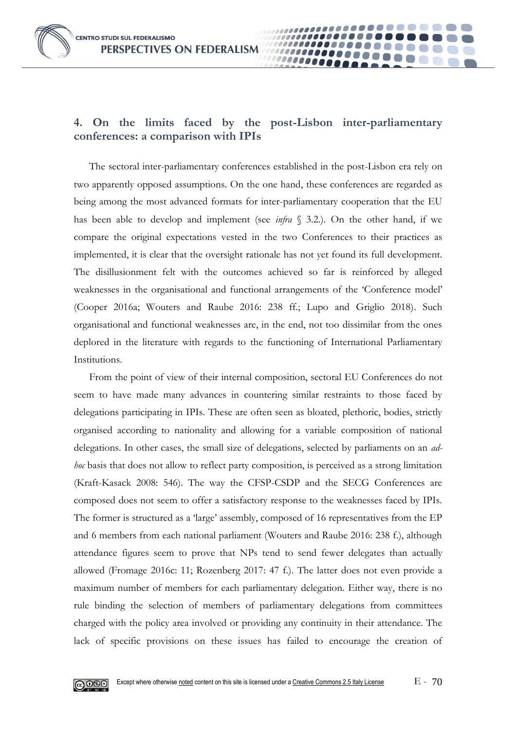## 4. On the limits faced by the post-Lisbon inter-parliamentary conferences: a comparison with IPIs

The sectoral inter-parliamentary conferences established in the post-Lisbon era rely on two apparently opposed assumptions. On the one hand, these conferences are regarded as being among the most advanced formats for inter-parliamentary cooperation that the EU has been able to develop and implement (see *infra* § 3.2.). On the other hand, if we compare the original expectations vested in the two Conferences to their practices as implemented, it is clear that the oversight rationale has not yet found its full development. The disillusionment felt with the outcomes achieved so far is reinforced by alleged weaknesses in the organisational and functional arrangements of the 'Conference model' (Cooper 2016a; Wouters and Raube 2016: 238 ff.; Lupo and Griglio 2018). Such organisational and functional weaknesses are, in the end, not too dissimilar from the ones deplored in the literature with regards to the functioning of International Parliamentary Institutions.

From the point of view of their internal composition, sectoral EU Conferences do not seem to have made many advances in countering similar restraints to those faced by delegations participating in IPIs. These are often seen as bloated, plethoric, bodies, strictly organised according to nationality and allowing for a variable composition of national delegations. In other cases, the small size of delegations, selected by parliaments on an *ad-hoc* basis that does not allow to reflect party composition, is perceived as a strong limitation (Kraft-Kasack 2008: 546). The way the CFSP-CSDP and the SECG Conferences are composed does not seem to offer a satisfactory response to the weaknesses faced by IPIs. The former is structured as a 'large' assembly, composed of 16 representatives from the EP and 6 members from each national parliament (Wouters and Raube 2016: 238 f.), although attendance figures seem to prove that NPs tend to send fewer delegates than actually allowed (Fromage 2016c: 11; Rozenberg 2017: 47 f.). The latter does not even provide a maximum number of members for each parliamentary delegation. Either way, there is no rule binding the selection of members of parliamentary delegations from committees charged with the policy area involved or providing any continuity in their attendance. The lack of specific provisions on these issues has failed to encourage the creation of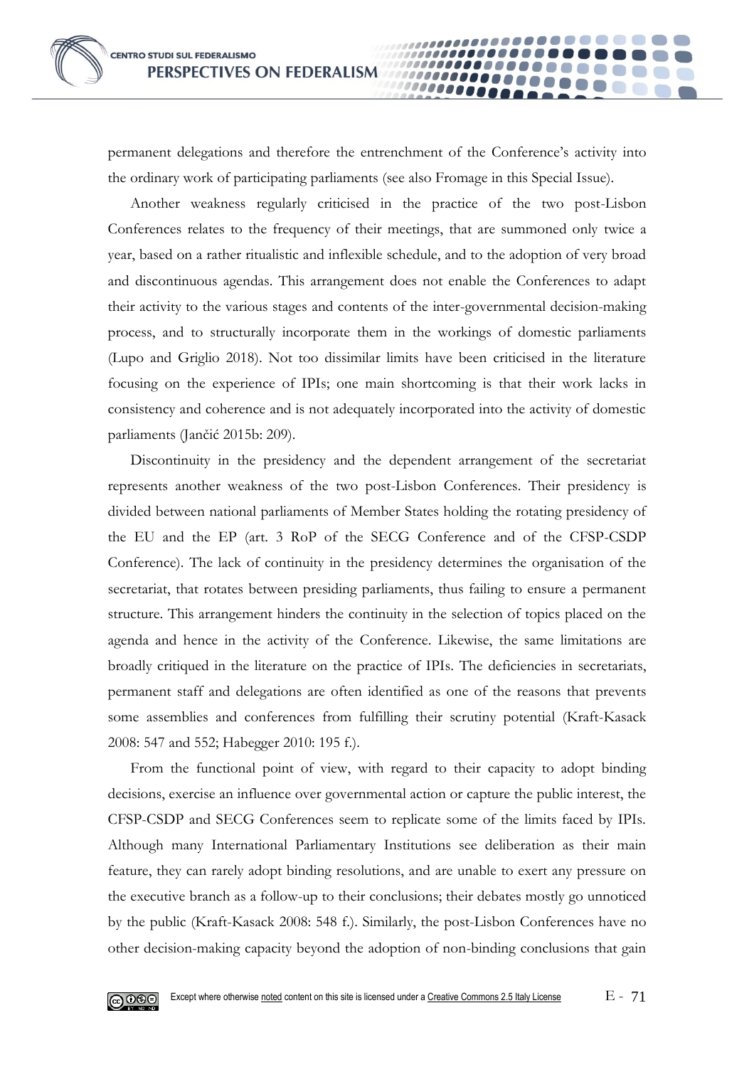permanent delegations and therefore the entrenchment of the Conference's activity into the ordinary work of participating parliaments (see also Fromage in this Special Issue).

Another weakness regularly criticised in the practice of the two post-Lisbon Conferences relates to the frequency of their meetings, that are summoned only twice a year, based on a rather ritualistic and inflexible schedule, and to the adoption of very broad and discontinuous agendas. This arrangement does not enable the Conferences to adapt their activity to the various stages and contents of the inter-governmental decision-making process, and to structurally incorporate them in the workings of domestic parliaments (Lupo and Griglio 2018). Not too dissimilar limits have been criticised in the literature focusing on the experience of IPIs; one main shortcoming is that their work lacks in consistency and coherence and is not adequately incorporated into the activity of domestic parliaments (Jančić 2015b: 209).

Discontinuity in the presidency and the dependent arrangement of the secretariat represents another weakness of the two post-Lisbon Conferences. Their presidency is divided between national parliaments of Member States holding the rotating presidency of the EU and the EP (art. 3 RoP of the SECG Conference and of the CFSP-CSDP Conference). The lack of continuity in the presidency determines the organisation of the secretariat, that rotates between presiding parliaments, thus failing to ensure a permanent structure. This arrangement hinders the continuity in the selection of topics placed on the agenda and hence in the activity of the Conference. Likewise, the same limitations are broadly critiqued in the literature on the practice of IPIs. The deficiencies in secretariats, permanent staff and delegations are often identified as one of the reasons that prevents some assemblies and conferences from fulfilling their scrutiny potential (Kraft-Kasack 2008: 547 and 552; Habegger 2010: 195 f.).

From the functional point of view, with regard to their capacity to adopt binding decisions, exercise an influence over governmental action or capture the public interest, the CFSP-CSDP and SECG Conferences seem to replicate some of the limits faced by IPIs. Although many International Parliamentary Institutions see deliberation as their main feature, they can rarely adopt binding resolutions, and are unable to exert any pressure on the executive branch as a follow-up to their conclusions; their debates mostly go unnoticed by the public (Kraft-Kasack 2008: 548 f.). Similarly, the post-Lisbon Conferences have no other decision-making capacity beyond the adoption of non-binding conclusions that gain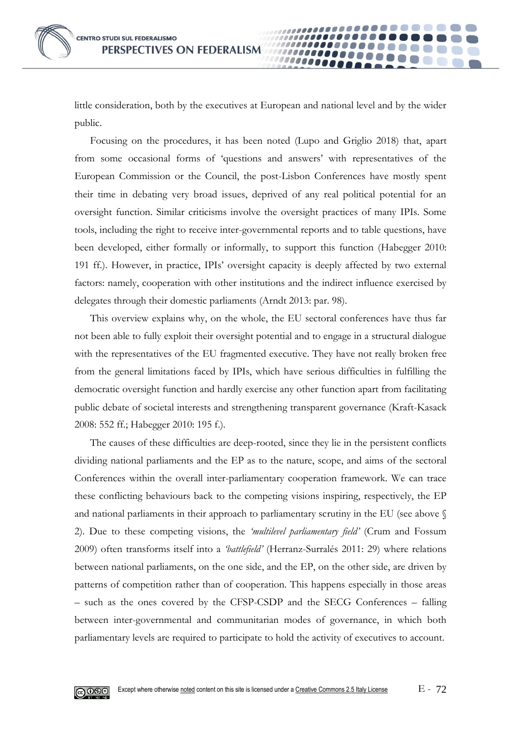little consideration, both by the executives at European and national level and by the wider public.

Focusing on the procedures, it has been noted (Lupo and Griglio 2018) that, apart from some occasional forms of 'questions and answers' with representatives of the European Commission or the Council, the post-Lisbon Conferences have mostly spent their time in debating very broad issues, deprived of any real political potential for an oversight function. Similar criticisms involve the oversight practices of many IPIs. Some tools, including the right to receive inter-governmental reports and to table questions, have been developed, either formally or informally, to support this function (Habegger 2010: 191 ff.). However, in practice, IPIs' oversight capacity is deeply affected by two external factors: namely, cooperation with other institutions and the indirect influence exercised by delegates through their domestic parliaments (Arndt 2013: par. 98).

This overview explains why, on the whole, the EU sectoral conferences have thus far not been able to fully exploit their oversight potential and to engage in a structural dialogue with the representatives of the EU fragmented executive. They have not really broken free from the general limitations faced by IPIs, which have serious difficulties in fulfilling the democratic oversight function and hardly exercise any other function apart from facilitating public debate of societal interests and strengthening transparent governance (Kraft-Kasack 2008: 552 ff.; Habegger 2010: 195 f.).

The causes of these difficulties are deep-rooted, since they lie in the persistent conflicts dividing national parliaments and the EP as to the nature, scope, and aims of the sectoral Conferences within the overall inter-parliamentary cooperation framework. We can trace these conflicting behaviours back to the competing visions inspiring, respectively, the EP and national parliaments in their approach to parliamentary scrutiny in the EU (see above § 2). Due to these competing visions, the *'multilevel parliamentary field'* (Crum and Fossum 2009) often transforms itself into a *'battlefield'* (Herranz-Surrallés 2011: 29) where relations between national parliaments, on the one side, and the EP, on the other side, are driven by patterns of competition rather than of cooperation. This happens especially in those areas – such as the ones covered by the CFSP-CSDP and the SECG Conferences – falling between inter-governmental and communitarian modes of governance, in which both parliamentary levels are required to participate to hold the activity of executives to account.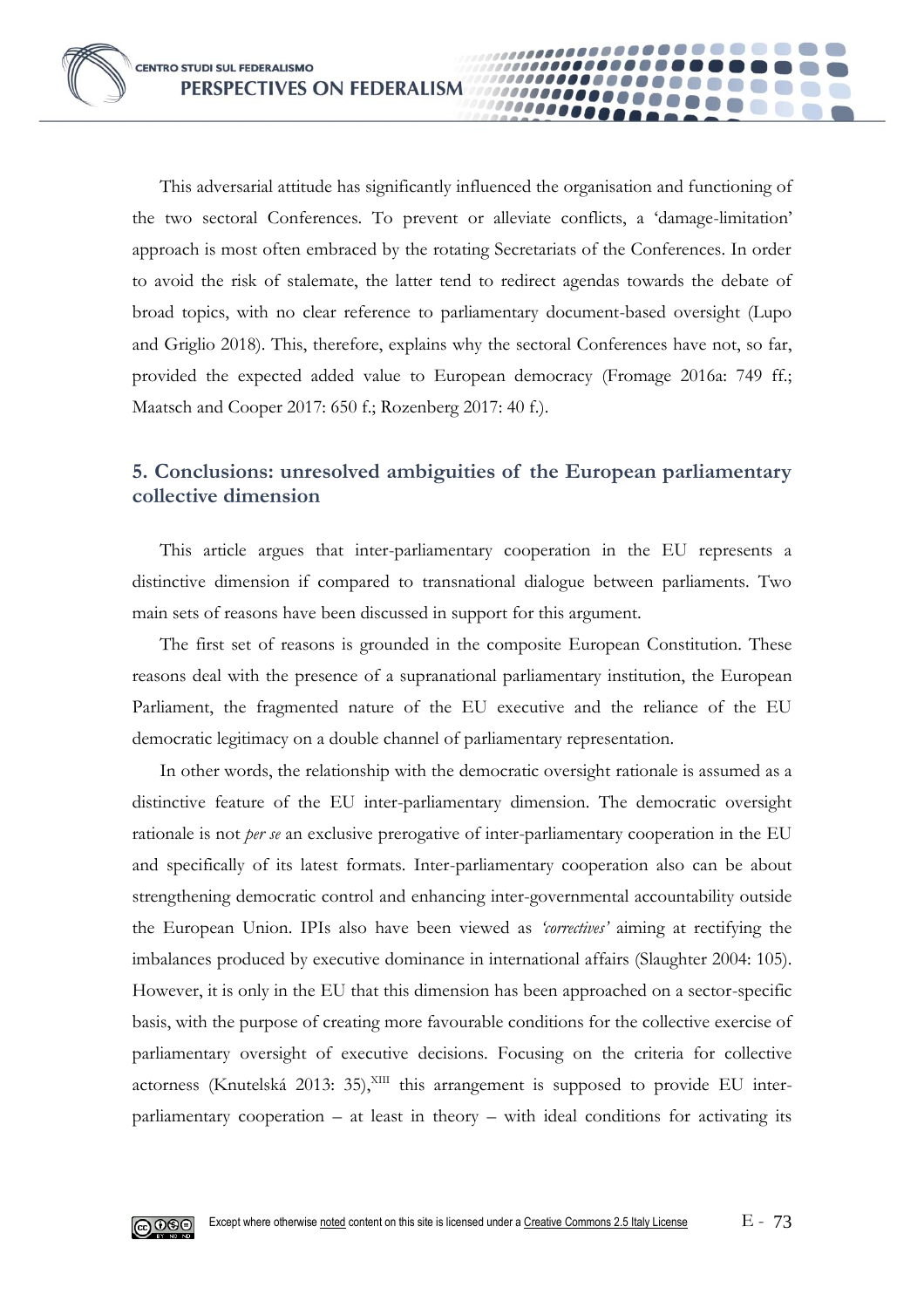This adversarial attitude has significantly influenced the organisation and functioning of the two sectoral Conferences. To prevent or alleviate conflicts, a 'damage-limitation' approach is most often embraced by the rotating Secretariats of the Conferences. In order to avoid the risk of stalemate, the latter tend to redirect agendas towards the debate of broad topics, with no clear reference to parliamentary document-based oversight (Lupo and Griglio 2018). This, therefore, explains why the sectoral Conferences have not, so far, provided the expected added value to European democracy (Fromage 2016a: 749 ff.; Maatsch and Cooper 2017: 650 f.; Rozenberg 2017: 40 f.).

## 5. Conclusions: unresolved ambiguities of the European parliamentary collective dimension

This article argues that inter-parliamentary cooperation in the EU represents a distinctive dimension if compared to transnational dialogue between parliaments. Two main sets of reasons have been discussed in support for this argument.

The first set of reasons is grounded in the composite European Constitution. These reasons deal with the presence of a supranational parliamentary institution, the European Parliament, the fragmented nature of the EU executive and the reliance of the EU democratic legitimacy on a double channel of parliamentary representation.

In other words, the relationship with the democratic oversight rationale is assumed as a distinctive feature of the EU inter-parliamentary dimension. The democratic oversight rationale is not *per se* an exclusive prerogative of inter-parliamentary cooperation in the EU and specifically of its latest formats. Inter-parliamentary cooperation also can be about strengthening democratic control and enhancing inter-governmental accountability outside the European Union. IPIs also have been viewed as *'correctives'* aiming at rectifying the imbalances produced by executive dominance in international affairs (Slaughter 2004: 105). However, it is only in the EU that this dimension has been approached on a sector-specific basis, with the purpose of creating more favourable conditions for the collective exercise of parliamentary oversight of executive decisions. Focusing on the criteria for collective actorness (Knutelská 2013: 35),[XIII] this arrangement is supposed to provide EU inter-parliamentary cooperation – at least in theory – with ideal conditions for activating its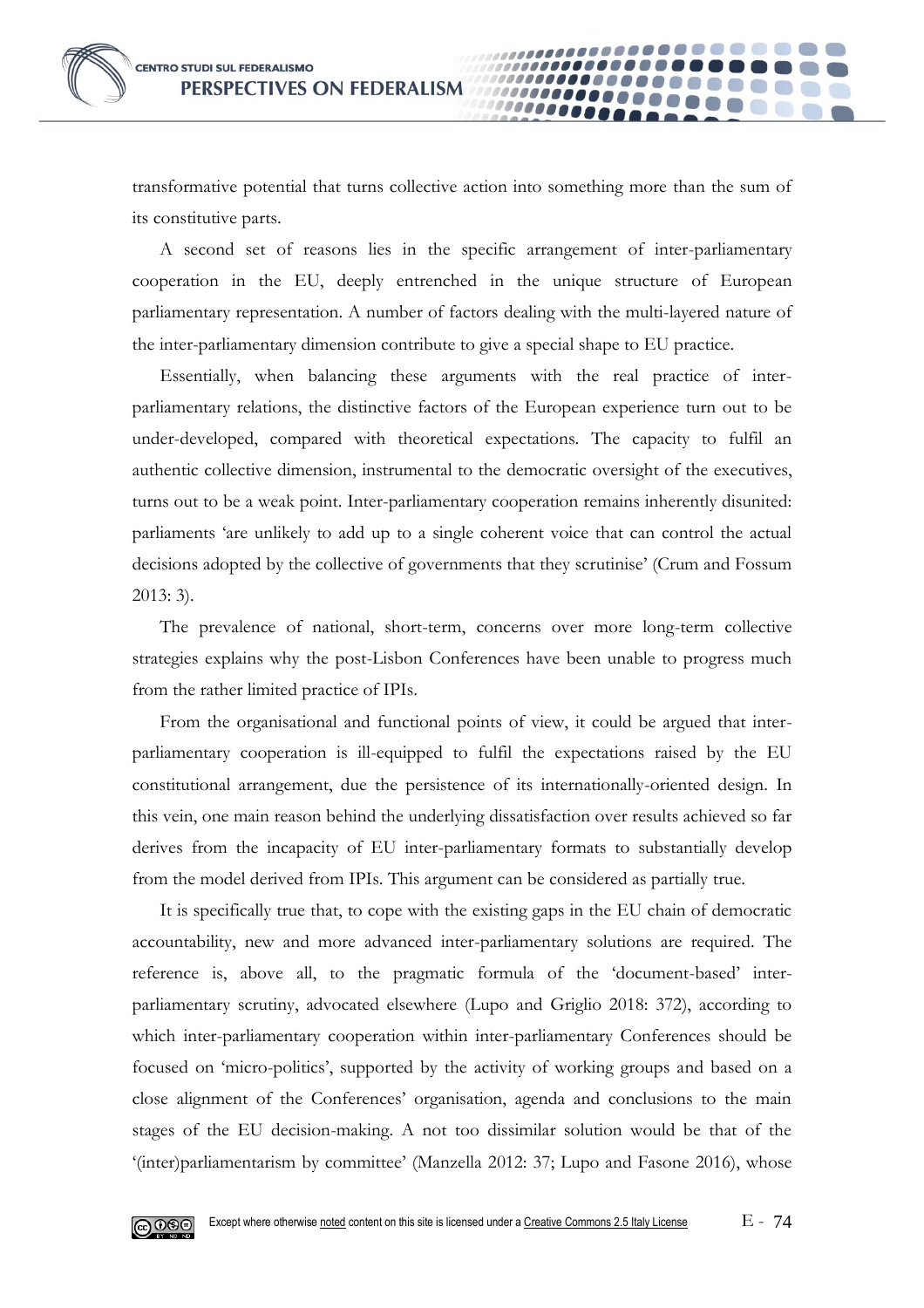transformative potential that turns collective action into something more than the sum of its constitutive parts.

A second set of reasons lies in the specific arrangement of inter-parliamentary cooperation in the EU, deeply entrenched in the unique structure of European parliamentary representation. A number of factors dealing with the multi-layered nature of the inter-parliamentary dimension contribute to give a special shape to EU practice.

Essentially, when balancing these arguments with the real practice of inter-parliamentary relations, the distinctive factors of the European experience turn out to be under-developed, compared with theoretical expectations. The capacity to fulfil an authentic collective dimension, instrumental to the democratic oversight of the executives, turns out to be a weak point. Inter-parliamentary cooperation remains inherently disunited: parliaments 'are unlikely to add up to a single coherent voice that can control the actual decisions adopted by the collective of governments that they scrutinise' (Crum and Fossum 2013: 3).

The prevalence of national, short-term, concerns over more long-term collective strategies explains why the post-Lisbon Conferences have been unable to progress much from the rather limited practice of IPIs.

From the organisational and functional points of view, it could be argued that inter-parliamentary cooperation is ill-equipped to fulfil the expectations raised by the EU constitutional arrangement, due the persistence of its internationally-oriented design. In this vein, one main reason behind the underlying dissatisfaction over results achieved so far derives from the incapacity of EU inter-parliamentary formats to substantially develop from the model derived from IPIs. This argument can be considered as partially true.

It is specifically true that, to cope with the existing gaps in the EU chain of democratic accountability, new and more advanced inter-parliamentary solutions are required. The reference is, above all, to the pragmatic formula of the 'document-based' inter-parliamentary scrutiny, advocated elsewhere (Lupo and Griglio 2018: 372), according to which inter-parliamentary cooperation within inter-parliamentary Conferences should be focused on 'micro-politics', supported by the activity of working groups and based on a close alignment of the Conferences' organisation, agenda and conclusions to the main stages of the EU decision-making. A not too dissimilar solution would be that of the '(inter)parliamentarism by committee' (Manzella 2012: 37; Lupo and Fasone 2016), whose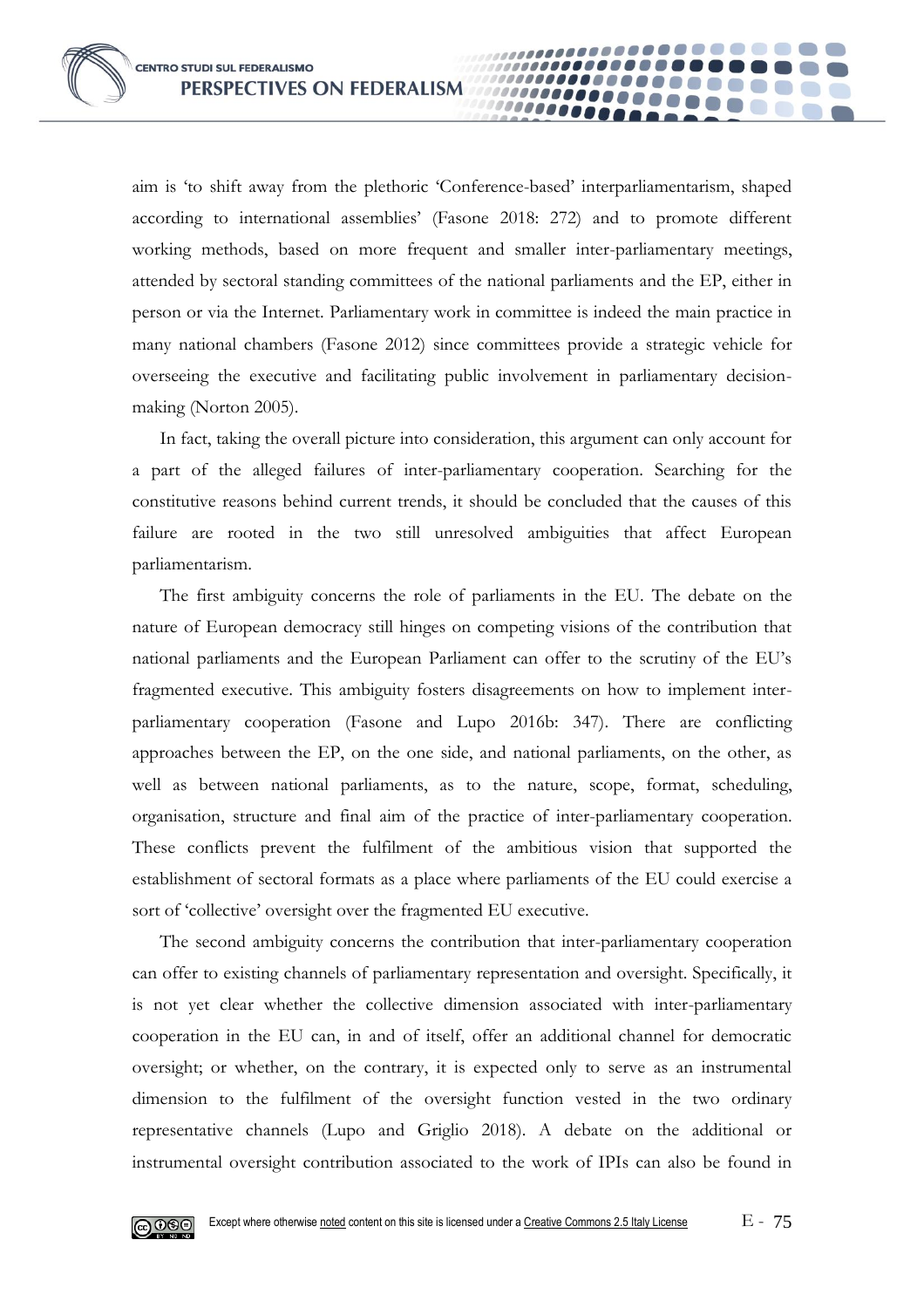aim is 'to shift away from the plethoric 'Conference-based' interparliamentarism, shaped according to international assemblies' (Fasone 2018: 272) and to promote different working methods, based on more frequent and smaller inter-parliamentary meetings, attended by sectoral standing committees of the national parliaments and the EP, either in person or via the Internet. Parliamentary work in committee is indeed the main practice in many national chambers (Fasone 2012) since committees provide a strategic vehicle for overseeing the executive and facilitating public involvement in parliamentary decision-making (Norton 2005).

In fact, taking the overall picture into consideration, this argument can only account for a part of the alleged failures of inter-parliamentary cooperation. Searching for the constitutive reasons behind current trends, it should be concluded that the causes of this failure are rooted in the two still unresolved ambiguities that affect European parliamentarism.

The first ambiguity concerns the role of parliaments in the EU. The debate on the nature of European democracy still hinges on competing visions of the contribution that national parliaments and the European Parliament can offer to the scrutiny of the EU's fragmented executive. This ambiguity fosters disagreements on how to implement inter-parliamentary cooperation (Fasone and Lupo 2016b: 347). There are conflicting approaches between the EP, on the one side, and national parliaments, on the other, as well as between national parliaments, as to the nature, scope, format, scheduling, organisation, structure and final aim of the practice of inter-parliamentary cooperation. These conflicts prevent the fulfilment of the ambitious vision that supported the establishment of sectoral formats as a place where parliaments of the EU could exercise a sort of 'collective' oversight over the fragmented EU executive.

The second ambiguity concerns the contribution that inter-parliamentary cooperation can offer to existing channels of parliamentary representation and oversight. Specifically, it is not yet clear whether the collective dimension associated with inter-parliamentary cooperation in the EU can, in and of itself, offer an additional channel for democratic oversight; or whether, on the contrary, it is expected only to serve as an instrumental dimension to the fulfilment of the oversight function vested in the two ordinary representative channels (Lupo and Griglio 2018). A debate on the additional or instrumental oversight contribution associated to the work of IPIs can also be found in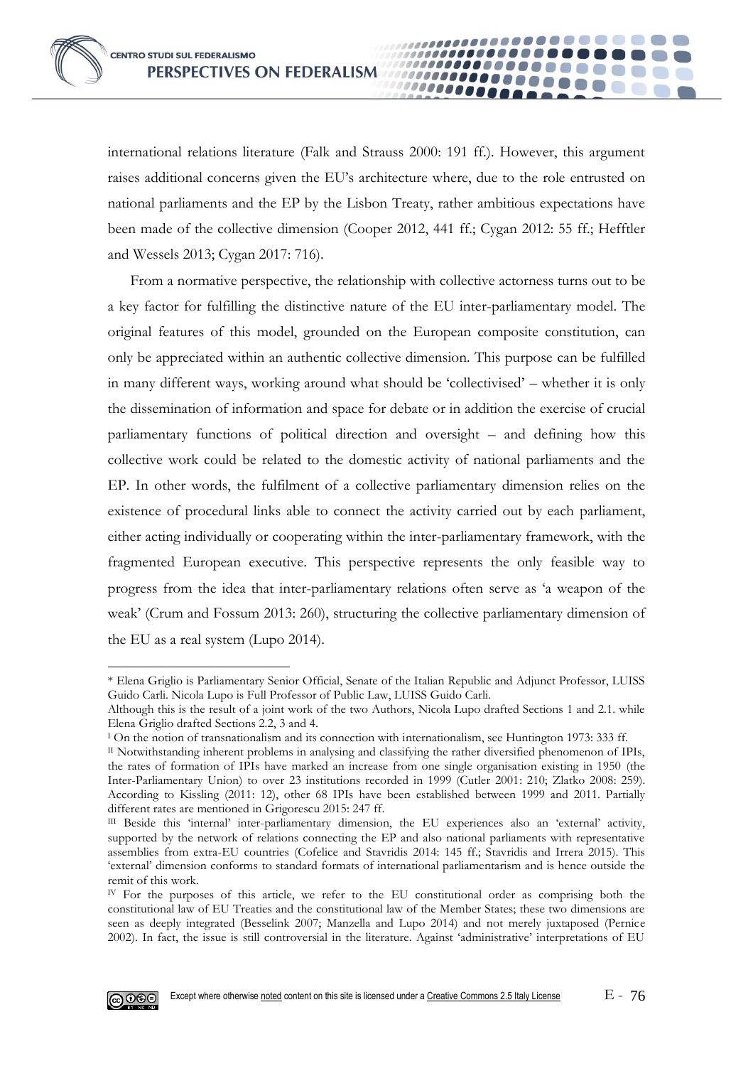international relations literature (Falk and Strauss 2000: 191 ff.). However, this argument raises additional concerns given the EU's architecture where, due to the role entrusted on national parliaments and the EP by the Lisbon Treaty, rather ambitious expectations have been made of the collective dimension (Cooper 2012, 441 ff.; Cygan 2012: 55 ff.; Hefftler and Wessels 2013; Cygan 2017: 716).

From a normative perspective, the relationship with collective actorness turns out to be a key factor for fulfilling the distinctive nature of the EU inter-parliamentary model. The original features of this model, grounded on the European composite constitution, can only be appreciated within an authentic collective dimension. This purpose can be fulfilled in many different ways, working around what should be 'collectivised' – whether it is only the dissemination of information and space for debate or in addition the exercise of crucial parliamentary functions of political direction and oversight – and defining how this collective work could be related to the domestic activity of national parliaments and the EP. In other words, the fulfilment of a collective parliamentary dimension relies on the existence of procedural links able to connect the activity carried out by each parliament, either acting individually or cooperating within the inter-parliamentary framework, with the fragmented European executive. This perspective represents the only feasible way to progress from the idea that inter-parliamentary relations often serve as 'a weapon of the weak' (Crum and Fossum 2013: 260), structuring the collective parliamentary dimension of the EU as a real system (Lupo 2014).

---

\* Elena Griglio is Parliamentary Senior Official, Senate of the Italian Republic and Adjunct Professor, LUISS Guido Carli. Nicola Lupo is Full Professor of Public Law, LUISS Guido Carli.
Although this is the result of a joint work of the two Authors, Nicola Lupo drafted Sections 1 and 2.1. while Elena Griglio drafted Sections 2.2, 3 and 4.

[I] On the notion of transnationalism and its connection with internationalism, see Huntington 1973: 333 ff.

[II] Notwithstanding inherent problems in analysing and classifying the rather diversified phenomenon of IPIs, the rates of formation of IPIs have marked an increase from one single organisation existing in 1950 (the Inter-Parliamentary Union) to over 23 institutions recorded in 1999 (Cutler 2001: 210; Zlatko 2008: 259). According to Kissling (2011: 12), other 68 IPIs have been established between 1999 and 2011. Partially different rates are mentioned in Grigorescu 2015: 247 ff.

[III] Beside this 'internal' inter-parliamentary dimension, the EU experiences also an 'external' activity, supported by the network of relations connecting the EP and also national parliaments with representative assemblies from extra-EU countries (Cofelice and Stavridis 2014: 145 ff.; Stavridis and Irrera 2015). This 'external' dimension conforms to standard formats of international parliamentarism and is hence outside the remit of this work.

[IV] For the purposes of this article, we refer to the EU constitutional order as comprising both the constitutional law of EU Treaties and the constitutional law of the Member States; these two dimensions are seen as deeply integrated (Besselink 2007; Manzella and Lupo 2014) and not merely juxtaposed (Pernice 2002). In fact, the issue is still controversial in the literature. Against 'administrative' interpretations of EU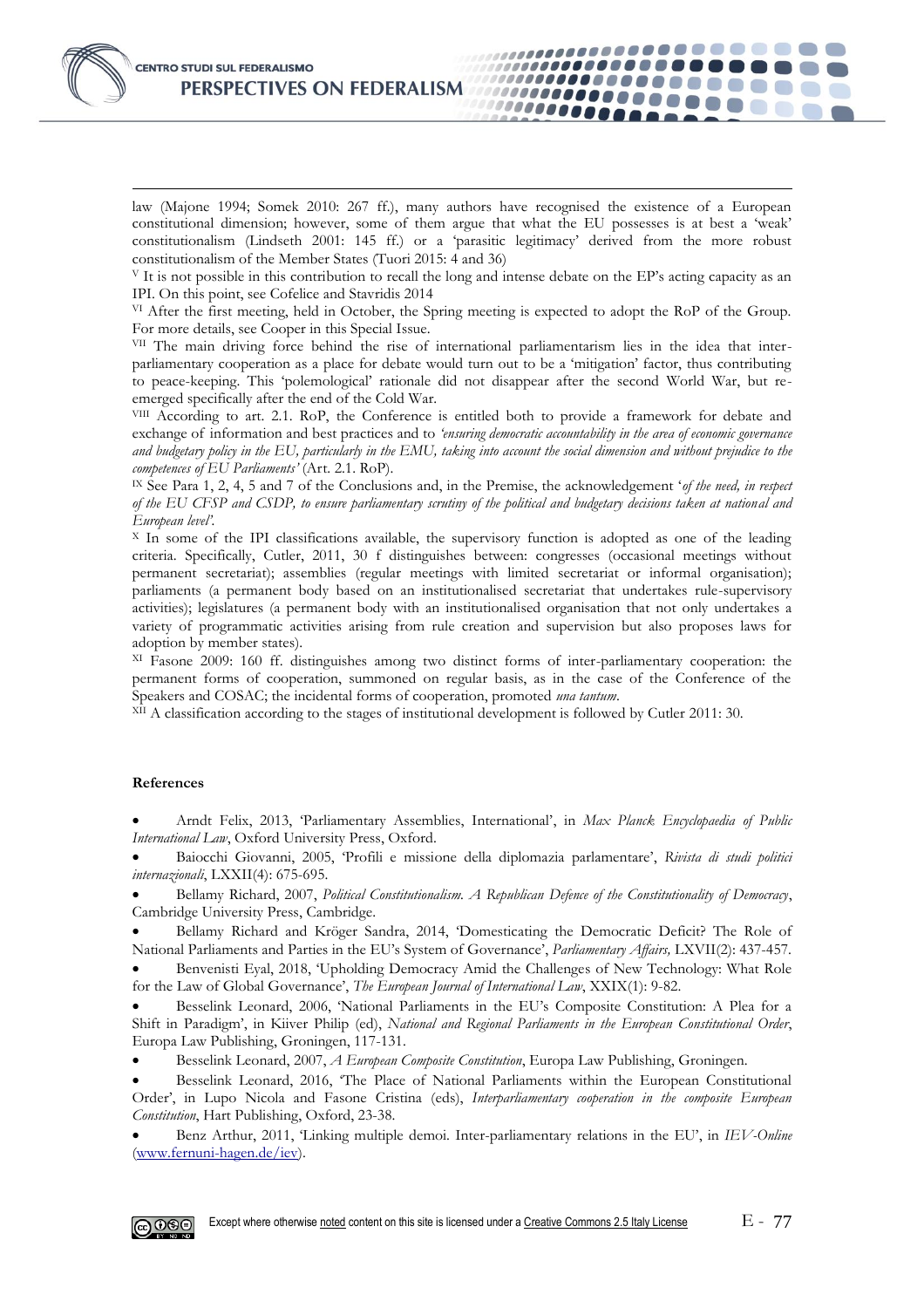law (Majone 1994; Somek 2010: 267 ff.), many authors have recognised the existence of a European constitutional dimension; however, some of them argue that what the EU possesses is at best a 'weak' constitutionalism (Lindseth 2001: 145 ff.) or a 'parasitic legitimacy' derived from the more robust constitutionalism of the Member States (Tuori 2015: 4 and 36)

[V] It is not possible in this contribution to recall the long and intense debate on the EP's acting capacity as an IPI. On this point, see Cofelice and Stavridis 2014

[VI] After the first meeting, held in October, the Spring meeting is expected to adopt the RoP of the Group. For more details, see Cooper in this Special Issue.

[VII] The main driving force behind the rise of international parliamentarism lies in the idea that inter-parliamentary cooperation as a place for debate would turn out to be a 'mitigation' factor, thus contributing to peace-keeping. This 'polemological' rationale did not disappear after the second World War, but re-emerged specifically after the end of the Cold War.

[VIII] According to art. 2.1. RoP, the Conference is entitled both to provide a framework for debate and exchange of information and best practices and to *'ensuring democratic accountability in the area of economic governance and budgetary policy in the EU, particularly in the EMU, taking into account the social dimension and without prejudice to the competences of EU Parliaments'* (Art. 2.1. RoP).

[IX] See Para 1, 2, 4, 5 and 7 of the Conclusions and, in the Premise, the acknowledgement '*of the need, in respect of the EU CFSP and CSDP, to ensure parliamentary scrutiny of the political and budgetary decisions taken at national and European level*'.

[X] In some of the IPI classifications available, the supervisory function is adopted as one of the leading criteria. Specifically, Cutler, 2011, 30 f distinguishes between: congresses (occasional meetings without permanent secretariat); assemblies (regular meetings with limited secretariat or informal organisation); parliaments (a permanent body based on an institutionalised secretariat that undertakes rule-supervisory activities); legislatures (a permanent body with an institutionalised organisation that not only undertakes a variety of programmatic activities arising from rule creation and supervision but also proposes laws for adoption by member states).

[XI] Fasone 2009: 160 ff. distinguishes among two distinct forms of inter-parliamentary cooperation: the permanent forms of cooperation, summoned on regular basis, as in the case of the Conference of the Speakers and COSAC; the incidental forms of cooperation, promoted *una tantum*.

[XII] A classification according to the stages of institutional development is followed by Cutler 2011: 30.

**References**

- Arndt Felix, 2013, 'Parliamentary Assemblies, International', in *Max Planck Encyclopaedia of Public International Law*, Oxford University Press, Oxford.
- Baiocchi Giovanni, 2005, 'Profili e missione della diplomazia parlamentare', *Rivista di studi politici internazionali*, LXXII(4): 675-695.
- Bellamy Richard, 2007, *Political Constitutionalism. A Republican Defence of the Constitutionality of Democracy*, Cambridge University Press, Cambridge.
- Bellamy Richard and Kröger Sandra, 2014, 'Domesticating the Democratic Deficit? The Role of National Parliaments and Parties in the EU's System of Governance', *Parliamentary Affairs,* LXVII(2): 437-457.
- Benvenisti Eyal, 2018, 'Upholding Democracy Amid the Challenges of New Technology: What Role for the Law of Global Governance', *The European Journal of International Law*, XXIX(1): 9-82.
- Besselink Leonard, 2006, 'National Parliaments in the EU's Composite Constitution: A Plea for a Shift in Paradigm', in Kiiver Philip (ed), *National and Regional Parliaments in the European Constitutional Order*, Europa Law Publishing, Groningen, 117-131.
- Besselink Leonard, 2007, *A European Composite Constitution*, Europa Law Publishing, Groningen.
- Besselink Leonard, 2016, 'The Place of National Parliaments within the European Constitutional Order', in Lupo Nicola and Fasone Cristina (eds), *Interparliamentary cooperation in the composite European Constitution*, Hart Publishing, Oxford, 23-38.
- Benz Arthur, 2011, 'Linking multiple demoi. Inter-parliamentary relations in the EU', in *IEV-Online* (www.fernuni-hagen.de/iev).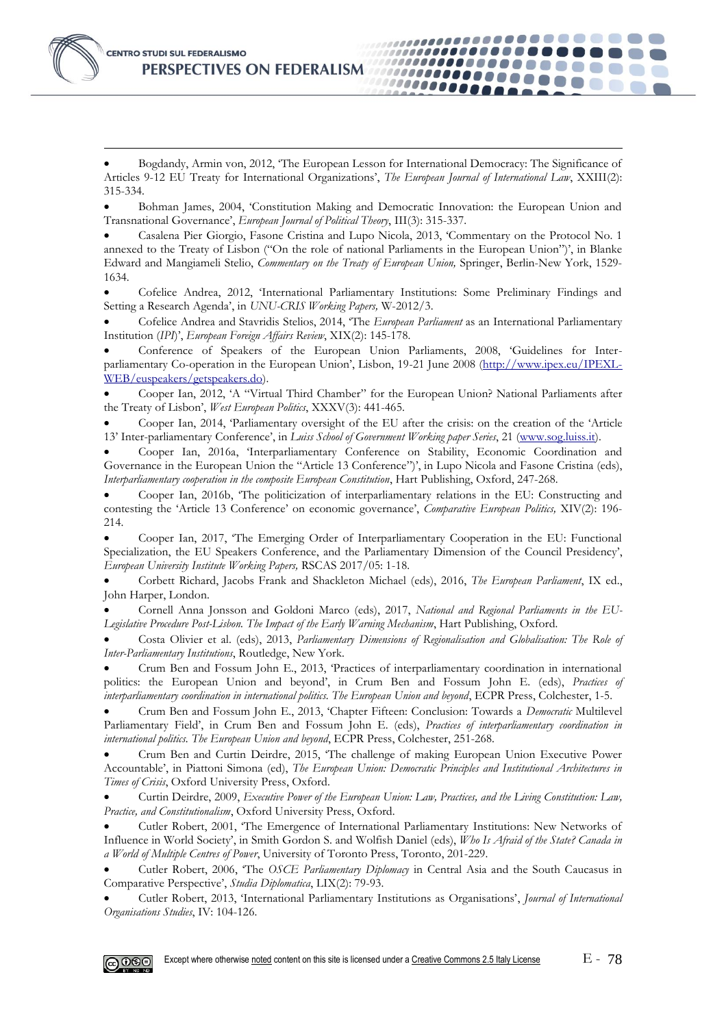- Bogdandy, Armin von, 2012, 'The European Lesson for International Democracy: The Significance of Articles 9-12 EU Treaty for International Organizations', *The European Journal of International Law*, XXIII(2): 315-334.
- Bohman James, 2004, 'Constitution Making and Democratic Innovation: the European Union and Transnational Governance', *European Journal of Political Theory*, III(3): 315-337.
- Casalena Pier Giorgio, Fasone Cristina and Lupo Nicola, 2013, 'Commentary on the Protocol No. 1 annexed to the Treaty of Lisbon ("On the role of national Parliaments in the European Union")', in Blanke Edward and Mangiameli Stelio, *Commentary on the Treaty of European Union,* Springer, Berlin-New York, 1529-1634.
- Cofelice Andrea, 2012, 'International Parliamentary Institutions: Some Preliminary Findings and Setting a Research Agenda', in *UNU-CRIS Working Papers,* W-2012/3.
- Cofelice Andrea and Stavridis Stelios, 2014, 'The *European Parliament* as an International Parliamentary Institution (*IPI*)', *European Foreign Affairs Review*, XIX(2): 145-178.
- Conference of Speakers of the European Union Parliaments, 2008, 'Guidelines for Inter-parliamentary Co-operation in the European Union', Lisbon, 19-21 June 2008 (http://www.ipex.eu/IPEXL-WEB/euspeakers/getspeakers.do).
- Cooper Ian, 2012, 'A "Virtual Third Chamber" for the European Union? National Parliaments after the Treaty of Lisbon', *West European Politics*, XXXV(3): 441-465.
- Cooper Ian, 2014, 'Parliamentary oversight of the EU after the crisis: on the creation of the 'Article 13' Inter-parliamentary Conference', in *Luiss School of Government Working paper Series*, 21 (www.sog.luiss.it).
- Cooper Ian, 2016a, 'Interparliamentary Conference on Stability, Economic Coordination and Governance in the European Union the "Article 13 Conference")', in Lupo Nicola and Fasone Cristina (eds), *Interparliamentary cooperation in the composite European Constitution*, Hart Publishing, Oxford, 247-268.
- Cooper Ian, 2016b, 'The politicization of interparliamentary relations in the EU: Constructing and contesting the 'Article 13 Conference' on economic governance', *Comparative European Politics,* XIV(2): 196-214.
- Cooper Ian, 2017, 'The Emerging Order of Interparliamentary Cooperation in the EU: Functional Specialization, the EU Speakers Conference, and the Parliamentary Dimension of the Council Presidency', *European University Institute Working Papers,* RSCAS 2017/05: 1-18.
- Corbett Richard, Jacobs Frank and Shackleton Michael (eds), 2016, *The European Parliament*, IX ed., John Harper, London.
- Cornell Anna Jonsson and Goldoni Marco (eds), 2017, *National and Regional Parliaments in the EU-Legislative Procedure Post-Lisbon. The Impact of the Early Warning Mechanism*, Hart Publishing, Oxford.
- Costa Olivier et al. (eds), 2013, *Parliamentary Dimensions of Regionalisation and Globalisation: The Role of Inter-Parliamentary Institutions*, Routledge, New York.
- Crum Ben and Fossum John E., 2013, 'Practices of interparliamentary coordination in international politics: the European Union and beyond', in Crum Ben and Fossum John E. (eds), *Practices of interparliamentary coordination in international politics. The European Union and beyond*, ECPR Press, Colchester, 1-5.
- Crum Ben and Fossum John E., 2013, 'Chapter Fifteen: Conclusion: Towards a *Democratic* Multilevel Parliamentary Field', in Crum Ben and Fossum John E. (eds), *Practices of interparliamentary coordination in international politics. The European Union and beyond*, ECPR Press, Colchester, 251-268.
- Crum Ben and Curtin Deirdre, 2015, 'The challenge of making European Union Executive Power Accountable', in Piattoni Simona (ed), *The European Union: Democratic Principles and Institutional Architectures in Times of Crisis*, Oxford University Press, Oxford.
- Curtin Deirdre, 2009, *Executive Power of the European Union: Law, Practices, and the Living Constitution: Law, Practice, and Constitutionalism*, Oxford University Press, Oxford.
- Cutler Robert, 2001, 'The Emergence of International Parliamentary Institutions: New Networks of Influence in World Society', in Smith Gordon S. and Wolfish Daniel (eds), *Who Is Afraid of the State? Canada in a World of Multiple Centres of Power*, University of Toronto Press, Toronto, 201-229.
- Cutler Robert, 2006, 'The *OSCE Parliamentary Diplomacy* in Central Asia and the South Caucasus in Comparative Perspective', *Studia Diplomatica*, LIX(2): 79-93.
- Cutler Robert, 2013, 'International Parliamentary Institutions as Organisations', *Journal of International Organisations Studies*, IV: 104-126.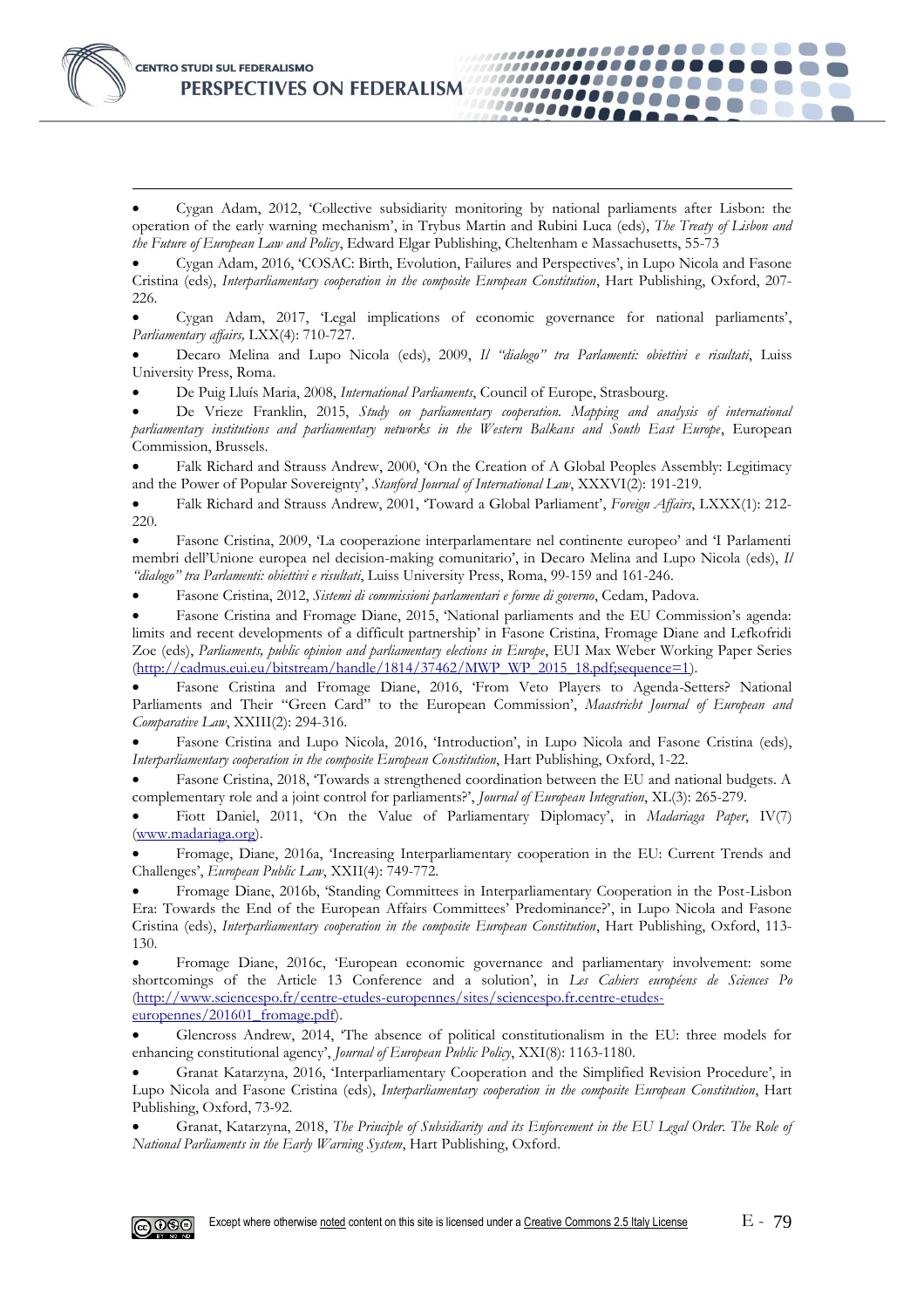- Cygan Adam, 2012, 'Collective subsidiarity monitoring by national parliaments after Lisbon: the operation of the early warning mechanism', in Trybus Martin and Rubini Luca (eds), *The Treaty of Lisbon and the Future of European Law and Policy*, Edward Elgar Publishing, Cheltenham e Massachusetts, 55-73
- Cygan Adam, 2016, 'COSAC: Birth, Evolution, Failures and Perspectives', in Lupo Nicola and Fasone Cristina (eds), *Interparliamentary cooperation in the composite European Constitution*, Hart Publishing, Oxford, 207-226.
- Cygan Adam, 2017, 'Legal implications of economic governance for national parliaments', *Parliamentary affairs*, LXX(4): 710-727.
- Decaro Melina and Lupo Nicola (eds), 2009, *Il "dialogo" tra Parlamenti: obiettivi e risultati*, Luiss University Press, Roma.
- De Puig Lluís Maria, 2008, *International Parliaments*, Council of Europe, Strasbourg.
- De Vrieze Franklin, 2015, *Study on parliamentary cooperation. Mapping and analysis of international parliamentary institutions and parliamentary networks in the Western Balkans and South East Europe*, European Commission, Brussels.
- Falk Richard and Strauss Andrew, 2000, 'On the Creation of A Global Peoples Assembly: Legitimacy and the Power of Popular Sovereignty', *Stanford Journal of International Law*, XXXVI(2): 191-219.
- Falk Richard and Strauss Andrew, 2001, 'Toward a Global Parliament', *Foreign Affairs*, LXXX(1): 212-220.
- Fasone Cristina, 2009, 'La cooperazione interparlamentare nel continente europeo' and 'I Parlamenti membri dell'Unione europea nel decision-making comunitario', in Decaro Melina and Lupo Nicola (eds), *Il "dialogo" tra Parlamenti: obiettivi e risultati*, Luiss University Press, Roma, 99-159 and 161-246.
- Fasone Cristina, 2012, *Sistemi di commissioni parlamentari e forme di governo*, Cedam, Padova.
- Fasone Cristina and Fromage Diane, 2015, 'National parliaments and the EU Commission's agenda: limits and recent developments of a difficult partnership' in Fasone Cristina, Fromage Diane and Lefkofridi Zoe (eds), *Parliaments, public opinion and parliamentary elections in Europe*, EUI Max Weber Working Paper Series (http://cadmus.eui.eu/bitstream/handle/1814/37462/MWP_WP_2015_18.pdf;sequence=1).
- Fasone Cristina and Fromage Diane, 2016, 'From Veto Players to Agenda-Setters? National Parliaments and Their "Green Card" to the European Commission', *Maastricht Journal of European and Comparative Law*, XXIII(2): 294-316.
- Fasone Cristina and Lupo Nicola, 2016, 'Introduction', in Lupo Nicola and Fasone Cristina (eds), *Interparliamentary cooperation in the composite European Constitution*, Hart Publishing, Oxford, 1-22.
- Fasone Cristina, 2018, 'Towards a strengthened coordination between the EU and national budgets. A complementary role and a joint control for parliaments?', *Journal of European Integration*, XL(3): 265-279.
- Fiott Daniel, 2011, 'On the Value of Parliamentary Diplomacy', in *Madariaga Paper*, IV(7) (www.madariaga.org).
- Fromage, Diane, 2016a, 'Increasing Interparliamentary cooperation in the EU: Current Trends and Challenges', *European Public Law*, XXII(4): 749-772.
- Fromage Diane, 2016b, 'Standing Committees in Interparliamentary Cooperation in the Post-Lisbon Era: Towards the End of the European Affairs Committees' Predominance?', in Lupo Nicola and Fasone Cristina (eds), *Interparliamentary cooperation in the composite European Constitution*, Hart Publishing, Oxford, 113-130.
- Fromage Diane, 2016c, 'European economic governance and parliamentary involvement: some shortcomings of the Article 13 Conference and a solution', in *Les Cahiers européens de Sciences Po* (http://www.sciencespo.fr/centre-etudes-europennes/sites/sciencespo.fr.centre-etudes-europennes/201601_fromage.pdf).
- Glencross Andrew, 2014, 'The absence of political constitutionalism in the EU: three models for enhancing constitutional agency', *Journal of European Public Policy*, XXI(8): 1163-1180.
- Granat Katarzyna, 2016, 'Interparliamentary Cooperation and the Simplified Revision Procedure', in Lupo Nicola and Fasone Cristina (eds), *Interparliamentary cooperation in the composite European Constitution*, Hart Publishing, Oxford, 73-92.
- Granat, Katarzyna, 2018, *The Principle of Subsidiarity and its Enforcement in the EU Legal Order. The Role of National Parliaments in the Early Warning System*, Hart Publishing, Oxford.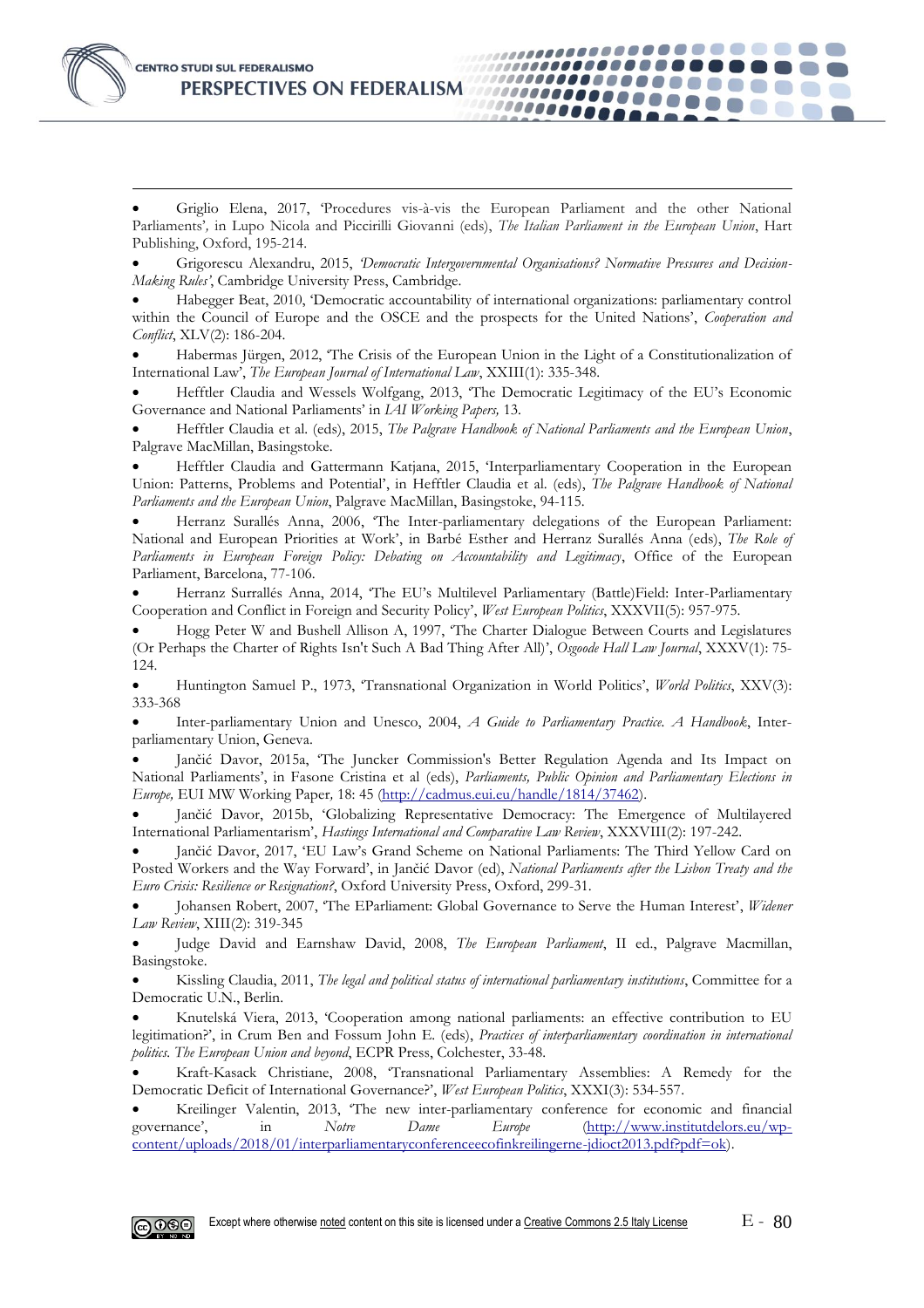- Griglio Elena, 2017, 'Procedures vis-à-vis the European Parliament and the other National Parliaments', in Lupo Nicola and Piccirilli Giovanni (eds), *The Italian Parliament in the European Union*, Hart Publishing, Oxford, 195-214.
- Grigorescu Alexandru, 2015, *'Democratic Intergovernmental Organisations? Normative Pressures and Decision-Making Rules'*, Cambridge University Press, Cambridge.
- Habegger Beat, 2010, 'Democratic accountability of international organizations: parliamentary control within the Council of Europe and the OSCE and the prospects for the United Nations', *Cooperation and Conflict*, XLV(2): 186-204.
- Habermas Jürgen, 2012, 'The Crisis of the European Union in the Light of a Constitutionalization of International Law', *The European Journal of International Law*, XXIII(1): 335-348.
- Hefftler Claudia and Wessels Wolfgang, 2013, 'The Democratic Legitimacy of the EU's Economic Governance and National Parliaments' in *IAI Working Papers,* 13.
- Hefftler Claudia et al. (eds), 2015, *The Palgrave Handbook of National Parliaments and the European Union*, Palgrave MacMillan, Basingstoke.
- Hefftler Claudia and Gattermann Katjana, 2015, 'Interparliamentary Cooperation in the European Union: Patterns, Problems and Potential', in Hefftler Claudia et al. (eds), *The Palgrave Handbook of National Parliaments and the European Union*, Palgrave MacMillan, Basingstoke, 94-115.
- Herranz Surallés Anna, 2006, 'The Inter-parliamentary delegations of the European Parliament: National and European Priorities at Work', in Barbé Esther and Herranz Surallés Anna (eds), *The Role of Parliaments in European Foreign Policy: Debating on Accountability and Legitimacy*, Office of the European Parliament, Barcelona, 77-106.
- Herranz Surrallés Anna, 2014, 'The EU's Multilevel Parliamentary (Battle)Field: Inter-Parliamentary Cooperation and Conflict in Foreign and Security Policy', *West European Politics*, XXXVII(5): 957-975.
- Hogg Peter W and Bushell Allison A, 1997, 'The Charter Dialogue Between Courts and Legislatures (Or Perhaps the Charter of Rights Isn't Such A Bad Thing After All)', *Osgoode Hall Law Journal*, XXXV(1): 75-124.
- Huntington Samuel P., 1973, 'Transnational Organization in World Politics', *World Politics*, XXV(3): 333-368
- Inter-parliamentary Union and Unesco, 2004, *A Guide to Parliamentary Practice. A Handbook*, Inter-parliamentary Union, Geneva.
- Jančić Davor, 2015a, 'The Juncker Commission's Better Regulation Agenda and Its Impact on National Parliaments', in Fasone Cristina et al (eds), *Parliaments, Public Opinion and Parliamentary Elections in Europe,* EUI MW Working Paper*,* 18: 45 (http://cadmus.eui.eu/handle/1814/37462).
- Jančić Davor, 2015b, 'Globalizing Representative Democracy: The Emergence of Multilayered International Parliamentarism', *Hastings International and Comparative Law Review*, XXXVIII(2): 197-242.
- Jančić Davor, 2017, 'EU Law's Grand Scheme on National Parliaments: The Third Yellow Card on Posted Workers and the Way Forward', in Jančić Davor (ed), *National Parliaments after the Lisbon Treaty and the Euro Crisis: Resilience or Resignation?*, Oxford University Press, Oxford, 299-31.
- Johansen Robert, 2007, 'The EParliament: Global Governance to Serve the Human Interest', *Widener Law Review*, XIII(2): 319-345
- Judge David and Earnshaw David, 2008, *The European Parliament*, II ed., Palgrave Macmillan, Basingstoke.
- Kissling Claudia, 2011, *The legal and political status of international parliamentary institutions*, Committee for a Democratic U.N., Berlin.
- Knutelská Viera, 2013, 'Cooperation among national parliaments: an effective contribution to EU legitimation?', in Crum Ben and Fossum John E. (eds), *Practices of interparliamentary coordination in international politics. The European Union and beyond*, ECPR Press, Colchester, 33-48.
- Kraft-Kasack Christiane, 2008, 'Transnational Parliamentary Assemblies: A Remedy for the Democratic Deficit of International Governance?', *West European Politics*, XXXI(3): 534-557.
- Kreilinger Valentin, 2013, 'The new inter-parliamentary conference for economic and financial governance', in *Notre Dame Europe* (http://www.institutdelors.eu/wp-content/uploads/2018/01/interparliamentaryconferenceecofinkreilingerne-jdioct2013.pdf?pdf=ok).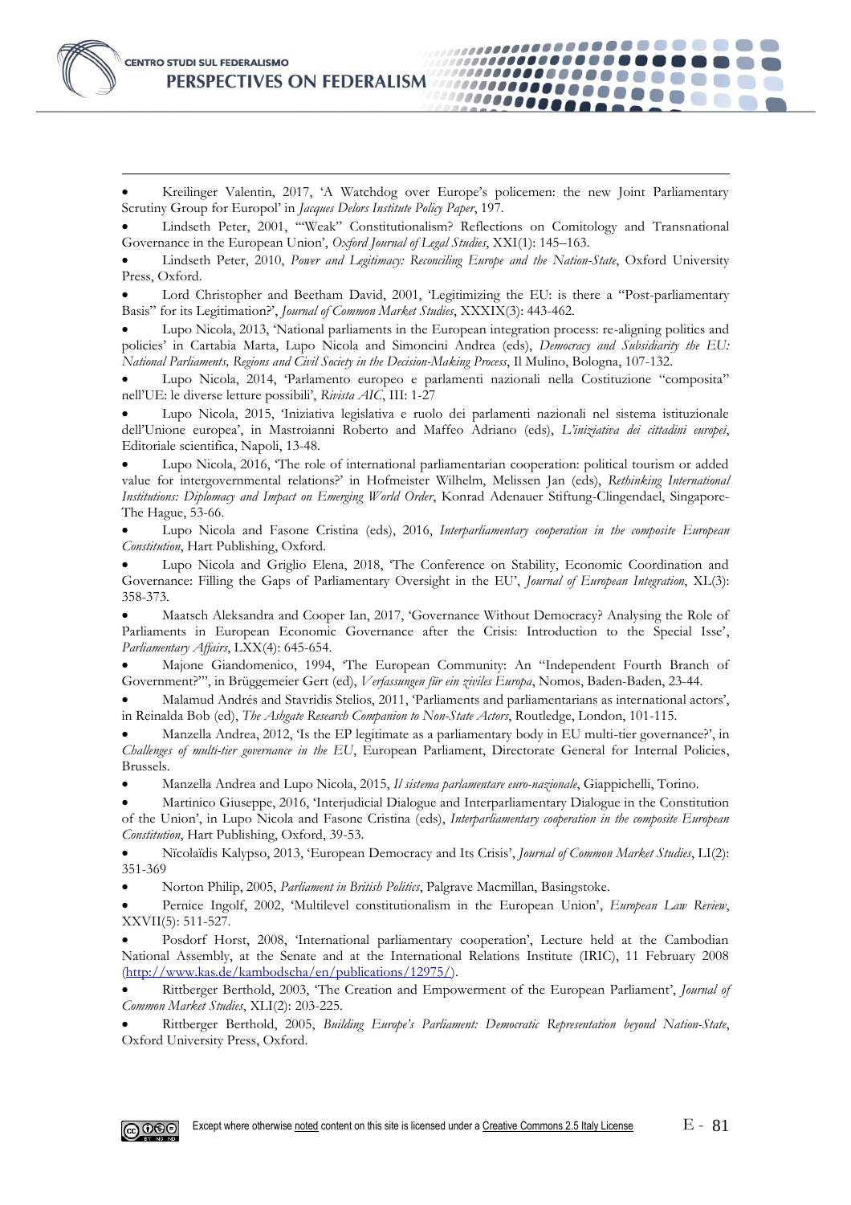- Kreilinger Valentin, 2017, 'A Watchdog over Europe's policemen: the new Joint Parliamentary Scrutiny Group for Europol' in *Jacques Delors Institute Policy Paper*, 197.
- Lindseth Peter, 2001, '"Weak" Constitutionalism? Reflections on Comitology and Transnational Governance in the European Union', *Oxford Journal of Legal Studies*, XXI(1): 145–163.
- Lindseth Peter, 2010, *Power and Legitimacy: Reconciling Europe and the Nation-State*, Oxford University Press, Oxford.
- Lord Christopher and Beetham David, 2001, 'Legitimizing the EU: is there a "Post-parliamentary Basis" for its Legitimation?', *Journal of Common Market Studies*, XXXIX(3): 443-462.
- Lupo Nicola, 2013, 'National parliaments in the European integration process: re-aligning politics and policies' in Cartabia Marta, Lupo Nicola and Simoncini Andrea (eds), *Democracy and Subsidiarity the EU: National Parliaments, Regions and Civil Society in the Decision-Making Process*, Il Mulino, Bologna, 107-132.
- Lupo Nicola, 2014, 'Parlamento europeo e parlamenti nazionali nella Costituzione "composita" nell'UE: le diverse letture possibili', *Rivista AIC*, III: 1-27
- Lupo Nicola, 2015, 'Iniziativa legislativa e ruolo dei parlamenti nazionali nel sistema istituzionale dell'Unione europea', in Mastroianni Roberto and Maffeo Adriano (eds), *L'iniziativa dei cittadini europei*, Editoriale scientifica, Napoli, 13-48.
- Lupo Nicola, 2016, 'The role of international parliamentarian cooperation: political tourism or added value for intergovernmental relations?' in Hofmeister Wilhelm, Melissen Jan (eds), *Rethinking International Institutions: Diplomacy and Impact on Emerging World Order*, Konrad Adenauer Stiftung-Clingendael, Singapore-The Hague, 53-66.
- Lupo Nicola and Fasone Cristina (eds), 2016, *Interparliamentary cooperation in the composite European Constitution*, Hart Publishing, Oxford.
- Lupo Nicola and Griglio Elena, 2018, 'The Conference on Stability, Economic Coordination and Governance: Filling the Gaps of Parliamentary Oversight in the EU', *Journal of European Integration*, XL(3): 358-373.
- Maatsch Aleksandra and Cooper Ian, 2017, 'Governance Without Democracy? Analysing the Role of Parliaments in European Economic Governance after the Crisis: Introduction to the Special Isse', *Parliamentary Affairs*, LXX(4): 645-654.
- Majone Giandomenico, 1994, 'The European Community: An "Independent Fourth Branch of Government?"', in Brüggemeier Gert (ed), *Verfassungen für ein ziviles Europa*, Nomos, Baden-Baden, 23-44.
- Malamud Andrés and Stavridis Stelios, 2011, 'Parliaments and parliamentarians as international actors', in Reinalda Bob (ed), *The Ashgate Research Companion to Non-State Actors*, Routledge, London, 101-115.
- Manzella Andrea, 2012, 'Is the EP legitimate as a parliamentary body in EU multi-tier governance?', in *Challenges of multi-tier governance in the EU*, European Parliament, Directorate General for Internal Policies, Brussels.
- Manzella Andrea and Lupo Nicola, 2015, *Il sistema parlamentare euro-nazionale*, Giappichelli, Torino.
- Martinico Giuseppe, 2016, 'Interjudicial Dialogue and Interparliamentary Dialogue in the Constitution of the Union', in Lupo Nicola and Fasone Cristina (eds), *Interparliamentary cooperation in the composite European Constitution*, Hart Publishing, Oxford, 39-53.
- Nïcolaïdis Kalypso, 2013, 'European Democracy and Its Crisis', *Journal of Common Market Studies*, LI(2): 351-369
- Norton Philip, 2005, *Parliament in British Politics*, Palgrave Macmillan, Basingstoke.
- Pernice Ingolf, 2002, 'Multilevel constitutionalism in the European Union', *European Law Review*, XXVII(5): 511-527.
- Posdorf Horst, 2008, 'International parliamentary cooperation', Lecture held at the Cambodian National Assembly, at the Senate and at the International Relations Institute (IRIC), 11 February 2008 (http://www.kas.de/kambodscha/en/publications/12975/).
- Rittberger Berthold, 2003, 'The Creation and Empowerment of the European Parliament', *Journal of Common Market Studies*, XLI(2): 203-225.
- Rittberger Berthold, 2005, *Building Europe's Parliament: Democratic Representation beyond Nation-State*, Oxford University Press, Oxford.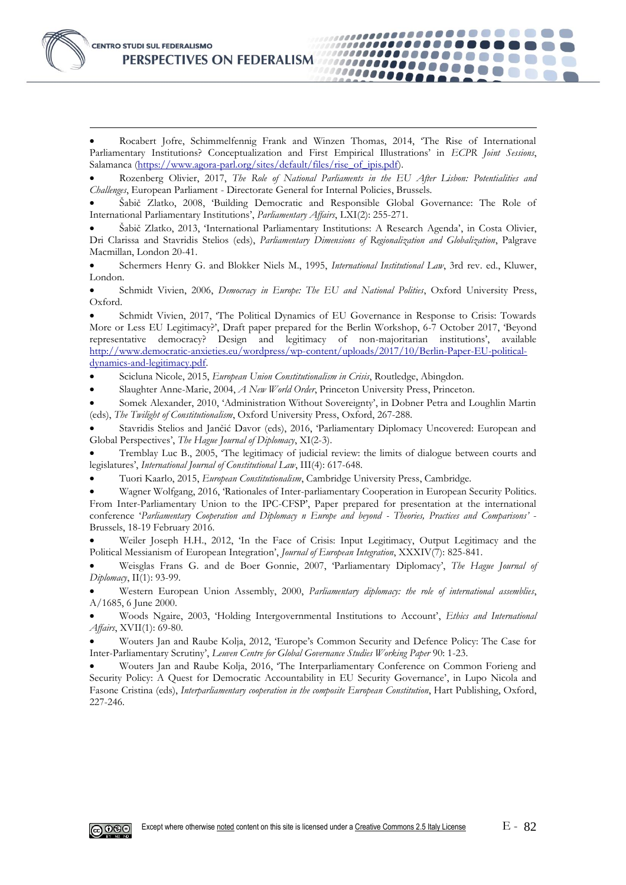- Rocabert Jofre, Schimmelfennig Frank and Winzen Thomas, 2014, 'The Rise of International Parliamentary Institutions? Conceptualization and First Empirical Illustrations' in *ECPR Joint Sessions*, Salamanca (https://www.agora-parl.org/sites/default/files/rise_of_ipis.pdf).
- Rozenberg Olivier, 2017, *The Role of National Parliaments in the EU After Lisbon: Potentialities and Challenges*, European Parliament - Directorate General for Internal Policies, Brussels.
- Šabič Zlatko, 2008, 'Building Democratic and Responsible Global Governance: The Role of International Parliamentary Institutions', *Parliamentary Affairs*, LXI(2): 255-271.
- Šabič Zlatko, 2013, 'International Parliamentary Institutions: A Research Agenda', in Costa Olivier, Dri Clarissa and Stavridis Stelios (eds), *Parliamentary Dimensions of Regionalization and Globalization*, Palgrave Macmillan, London 20-41.
- Schermers Henry G. and Blokker Niels M., 1995, *International Institutional Law*, 3rd rev. ed., Kluwer, London.
- Schmidt Vivien, 2006, *Democracy in Europe: The EU and National Polities*, Oxford University Press, Oxford.
- Schmidt Vivien, 2017, 'The Political Dynamics of EU Governance in Response to Crisis: Towards More or Less EU Legitimacy?', Draft paper prepared for the Berlin Workshop, 6-7 October 2017, 'Beyond representative democracy? Design and legitimacy of non-majoritarian institutions', available http://www.democratic-anxieties.eu/wordpress/wp-content/uploads/2017/10/Berlin-Paper-EU-political-dynamics-and-legitimacy.pdf.
- Scicluna Nicole, 2015, *European Union Constitutionalism in Crisis*, Routledge, Abingdon.
- Slaughter Anne-Marie, 2004, *A New World Order*, Princeton University Press, Princeton.
- Somek Alexander, 2010, 'Administration Without Sovereignty', in Dobner Petra and Loughlin Martin (eds), *The Twilight of Constitutionalism*, Oxford University Press, Oxford, 267-288.
- Stavridis Stelios and Jančić Davor (eds), 2016, 'Parliamentary Diplomacy Uncovered: European and Global Perspectives', *The Hague Journal of Diplomacy*, XI(2-3).
- Tremblay Luc B., 2005, 'The legitimacy of judicial review: the limits of dialogue between courts and legislatures', *International Journal of Constitutional Law*, III(4): 617-648.
- Tuori Kaarlo, 2015, *European Constitutionalism*, Cambridge University Press, Cambridge.
- Wagner Wolfgang, 2016, 'Rationales of Inter-parliamentary Cooperation in European Security Politics. From Inter-Parliamentary Union to the IPC-CFSP', Paper prepared for presentation at the international conference '*Parliamentary Cooperation and Diplomacy n Europe and beyond - Theories, Practices and Comparisons*' - Brussels, 18-19 February 2016.
- Weiler Joseph H.H., 2012, 'In the Face of Crisis: Input Legitimacy, Output Legitimacy and the Political Messianism of European Integration', *Journal of European Integration*, XXXIV(7): 825-841.
- Weisglas Frans G. and de Boer Gonnie, 2007, 'Parliamentary Diplomacy', *The Hague Journal of Diplomacy*, II(1): 93-99.
- Western European Union Assembly, 2000, *Parliamentary diplomacy: the role of international assemblies*, A/1685, 6 June 2000.
- Woods Ngaire, 2003, 'Holding Intergovernmental Institutions to Account', *Ethics and International Affairs*, XVII(1): 69-80.
- Wouters Jan and Raube Kolja, 2012, 'Europe's Common Security and Defence Policy: The Case for Inter-Parliamentary Scrutiny', *Leuven Centre for Global Governance Studies Working Paper* 90: 1-23.
- Wouters Jan and Raube Kolja, 2016, 'The Interparliamentary Conference on Common Forieng and Security Policy: A Quest for Democratic Accountability in EU Security Governance', in Lupo Nicola and Fasone Cristina (eds), *Interparliamentary cooperation in the composite European Constitution*, Hart Publishing, Oxford, 227-246.